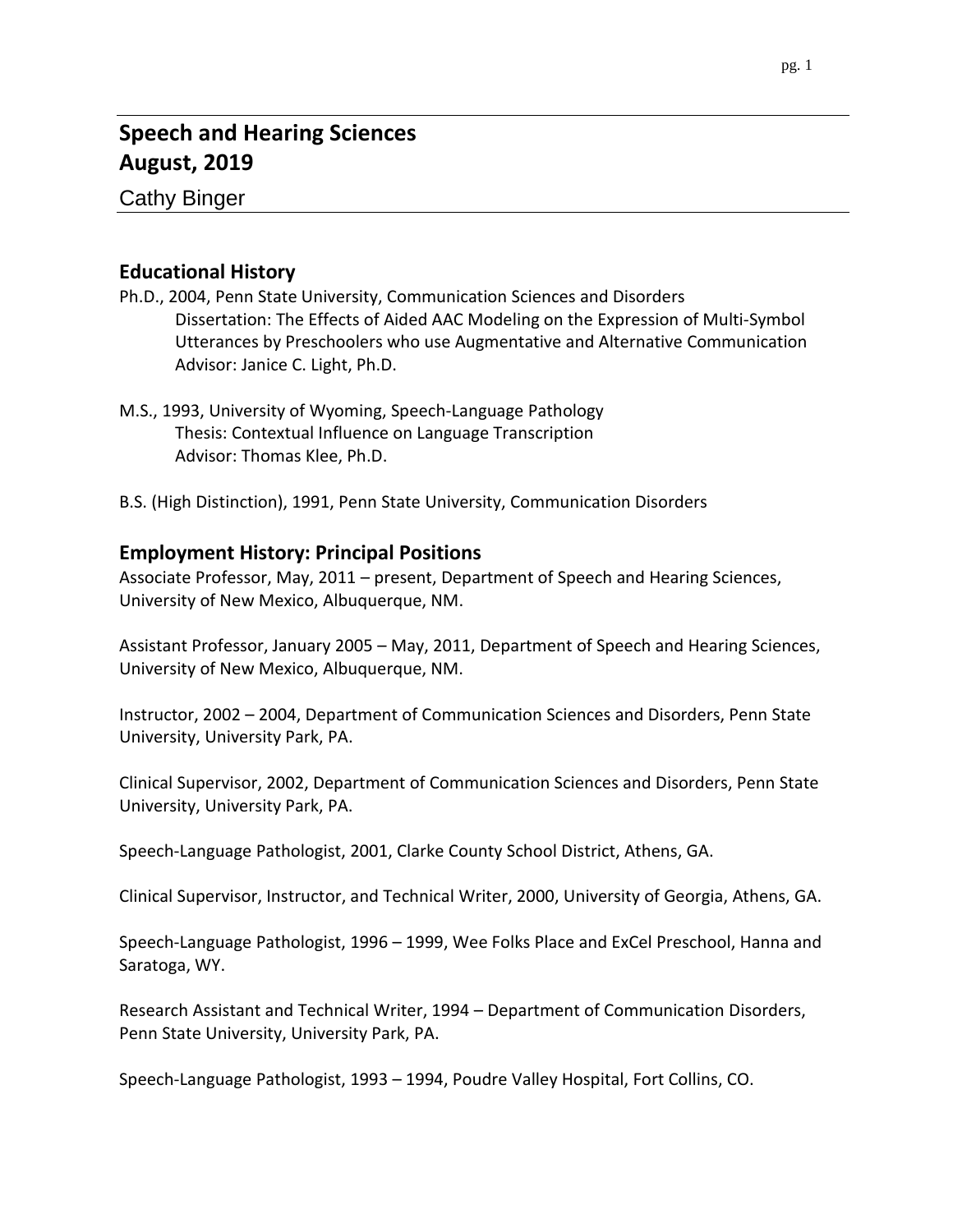# Speech and Hearing Sciences
# August, 2019

Cathy Binger

## Educational History

Ph.D., 2004, Penn State University, Communication Sciences and Disorders
  Dissertation: The Effects of Aided AAC Modeling on the Expression of Multi-Symbol Utterances by Preschoolers who use Augmentative and Alternative Communication
  Advisor: Janice C. Light, Ph.D.

M.S., 1993, University of Wyoming, Speech-Language Pathology
  Thesis: Contextual Influence on Language Transcription
  Advisor: Thomas Klee, Ph.D.

B.S. (High Distinction), 1991, Penn State University, Communication Disorders

## Employment History: Principal Positions

Associate Professor, May, 2011 – present, Department of Speech and Hearing Sciences, University of New Mexico, Albuquerque, NM.

Assistant Professor, January 2005 – May, 2011, Department of Speech and Hearing Sciences, University of New Mexico, Albuquerque, NM.

Instructor, 2002 – 2004, Department of Communication Sciences and Disorders, Penn State University, University Park, PA.

Clinical Supervisor, 2002, Department of Communication Sciences and Disorders, Penn State University, University Park, PA.

Speech-Language Pathologist, 2001, Clarke County School District, Athens, GA.

Clinical Supervisor, Instructor, and Technical Writer, 2000, University of Georgia, Athens, GA.

Speech-Language Pathologist, 1996 – 1999, Wee Folks Place and ExCel Preschool, Hanna and Saratoga, WY.

Research Assistant and Technical Writer, 1994 – Department of Communication Disorders, Penn State University, University Park, PA.

Speech-Language Pathologist, 1993 – 1994, Poudre Valley Hospital, Fort Collins, CO.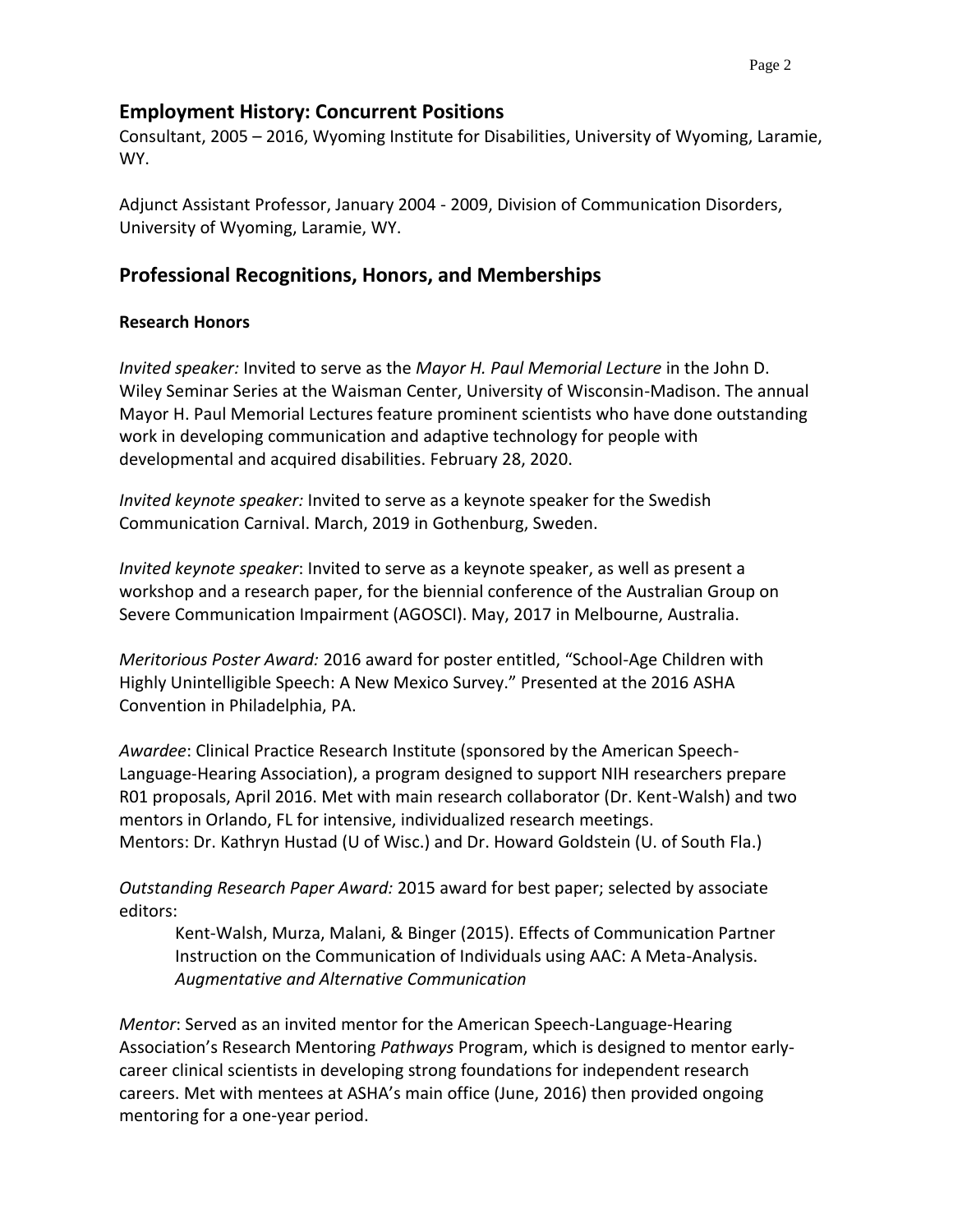## Employment History: Concurrent Positions

Consultant, 2005 – 2016, Wyoming Institute for Disabilities, University of Wyoming, Laramie, WY.

Adjunct Assistant Professor, January 2004 - 2009, Division of Communication Disorders, University of Wyoming, Laramie, WY.

## Professional Recognitions, Honors, and Memberships

### Research Honors

*Invited speaker:* Invited to serve as the *Mayor H. Paul Memorial Lecture* in the John D. Wiley Seminar Series at the Waisman Center, University of Wisconsin-Madison. The annual Mayor H. Paul Memorial Lectures feature prominent scientists who have done outstanding work in developing communication and adaptive technology for people with developmental and acquired disabilities. February 28, 2020.

*Invited keynote speaker:* Invited to serve as a keynote speaker for the Swedish Communication Carnival. March, 2019 in Gothenburg, Sweden.

*Invited keynote speaker*: Invited to serve as a keynote speaker, as well as present a workshop and a research paper, for the biennial conference of the Australian Group on Severe Communication Impairment (AGOSCI). May, 2017 in Melbourne, Australia.

*Meritorious Poster Award:* 2016 award for poster entitled, "School-Age Children with Highly Unintelligible Speech: A New Mexico Survey." Presented at the 2016 ASHA Convention in Philadelphia, PA.

*Awardee*: Clinical Practice Research Institute (sponsored by the American Speech-Language-Hearing Association), a program designed to support NIH researchers prepare R01 proposals, April 2016. Met with main research collaborator (Dr. Kent-Walsh) and two mentors in Orlando, FL for intensive, individualized research meetings.
Mentors: Dr. Kathryn Hustad (U of Wisc.) and Dr. Howard Goldstein (U. of South Fla.)

*Outstanding Research Paper Award:* 2015 award for best paper; selected by associate editors:

> Kent-Walsh, Murza, Malani, & Binger (2015). Effects of Communication Partner Instruction on the Communication of Individuals using AAC: A Meta-Analysis. *Augmentative and Alternative Communication*

*Mentor*: Served as an invited mentor for the American Speech-Language-Hearing Association's Research Mentoring *Pathways* Program, which is designed to mentor early-career clinical scientists in developing strong foundations for independent research careers. Met with mentees at ASHA's main office (June, 2016) then provided ongoing mentoring for a one-year period.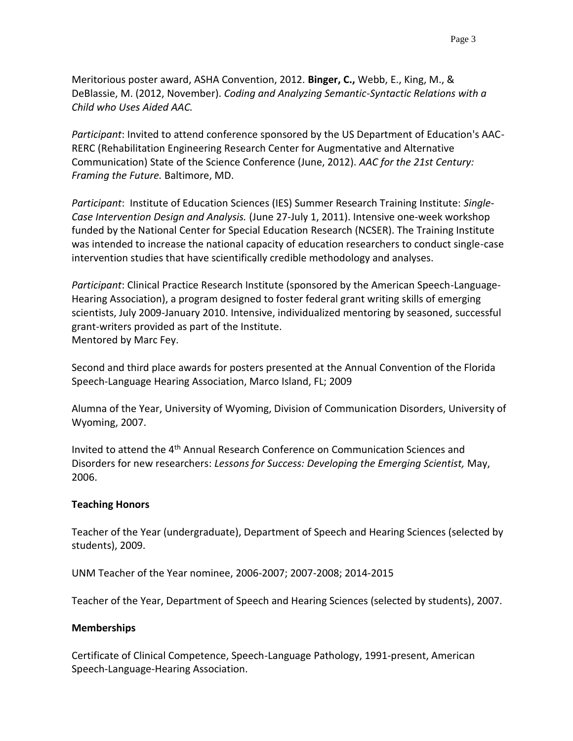Meritorious poster award, ASHA Convention, 2012. **Binger, C.,** Webb, E., King, M., & DeBlassie, M. (2012, November). *Coding and Analyzing Semantic-Syntactic Relations with a Child who Uses Aided AAC.*

*Participant*: Invited to attend conference sponsored by the US Department of Education's AAC-RERC (Rehabilitation Engineering Research Center for Augmentative and Alternative Communication) State of the Science Conference (June, 2012). *AAC for the 21st Century: Framing the Future.* Baltimore, MD.

*Participant*: Institute of Education Sciences (IES) Summer Research Training Institute: *Single-Case Intervention Design and Analysis.* (June 27-July 1, 2011). Intensive one-week workshop funded by the National Center for Special Education Research (NCSER). The Training Institute was intended to increase the national capacity of education researchers to conduct single-case intervention studies that have scientifically credible methodology and analyses.

*Participant*: Clinical Practice Research Institute (sponsored by the American Speech-Language-Hearing Association), a program designed to foster federal grant writing skills of emerging scientists, July 2009-January 2010. Intensive, individualized mentoring by seasoned, successful grant-writers provided as part of the Institute.
Mentored by Marc Fey.

Second and third place awards for posters presented at the Annual Convention of the Florida Speech-Language Hearing Association, Marco Island, FL; 2009

Alumna of the Year, University of Wyoming, Division of Communication Disorders, University of Wyoming, 2007.

Invited to attend the 4th Annual Research Conference on Communication Sciences and Disorders for new researchers: *Lessons for Success: Developing the Emerging Scientist,* May, 2006.

**Teaching Honors**

Teacher of the Year (undergraduate), Department of Speech and Hearing Sciences (selected by students), 2009.

UNM Teacher of the Year nominee, 2006-2007; 2007-2008; 2014-2015

Teacher of the Year, Department of Speech and Hearing Sciences (selected by students), 2007.

**Memberships**

Certificate of Clinical Competence, Speech-Language Pathology, 1991-present, American Speech-Language-Hearing Association.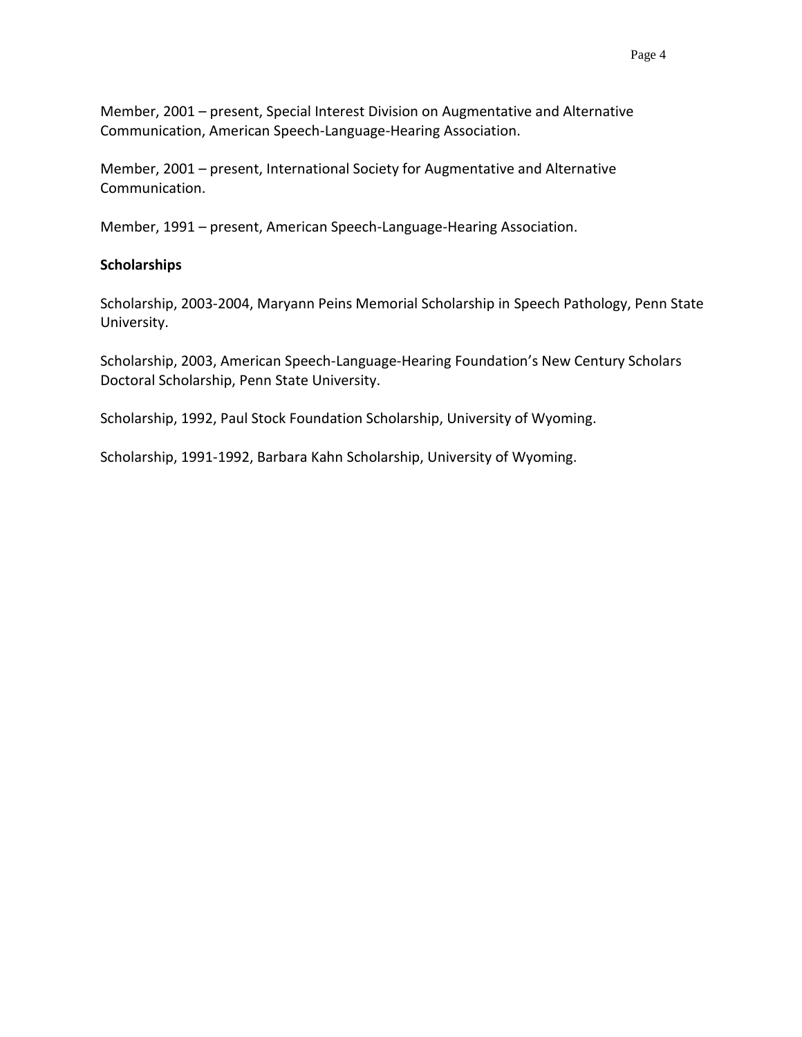Member, 2001 – present, Special Interest Division on Augmentative and Alternative Communication, American Speech-Language-Hearing Association.

Member, 2001 – present, International Society for Augmentative and Alternative Communication.

Member, 1991 – present, American Speech-Language-Hearing Association.

**Scholarships**

Scholarship, 2003-2004, Maryann Peins Memorial Scholarship in Speech Pathology, Penn State University.

Scholarship, 2003, American Speech-Language-Hearing Foundation's New Century Scholars Doctoral Scholarship, Penn State University.

Scholarship, 1992, Paul Stock Foundation Scholarship, University of Wyoming.

Scholarship, 1991-1992, Barbara Kahn Scholarship, University of Wyoming.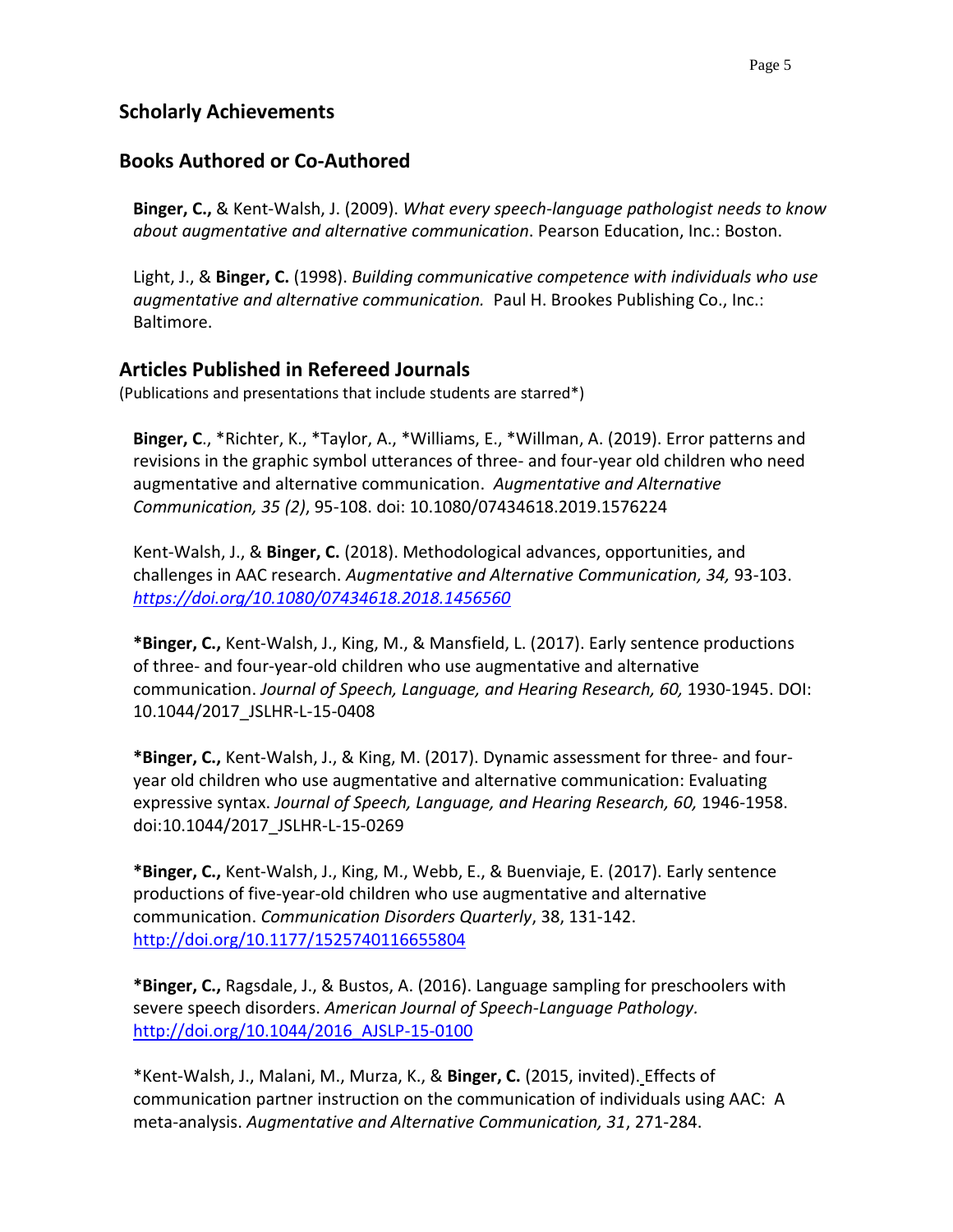## Scholarly Achievements

## Books Authored or Co-Authored

**Binger, C.,** & Kent-Walsh, J. (2009). *What every speech-language pathologist needs to know about augmentative and alternative communication*. Pearson Education, Inc.: Boston.

Light, J., & **Binger, C.** (1998). *Building communicative competence with individuals who use augmentative and alternative communication.* Paul H. Brookes Publishing Co., Inc.: Baltimore.

## Articles Published in Refereed Journals

(Publications and presentations that include students are starred*)

**Binger, C**., *Richter, K., *Taylor, A., *Williams, E., *Willman, A. (2019). Error patterns and revisions in the graphic symbol utterances of three- and four-year old children who need augmentative and alternative communication. *Augmentative and Alternative Communication, 35 (2)*, 95-108. doi: 10.1080/07434618.2019.1576224

Kent-Walsh, J., & **Binger, C.** (2018). Methodological advances, opportunities, and challenges in AAC research. *Augmentative and Alternative Communication, 34,* 93-103. *https://doi.org/10.1080/07434618.2018.1456560*

***Binger, C.,** Kent-Walsh, J., King, M., & Mansfield, L. (2017). Early sentence productions of three- and four-year-old children who use augmentative and alternative communication. *Journal of Speech, Language, and Hearing Research, 60,* 1930-1945. DOI: 10.1044/2017_JSLHR-L-15-0408

***Binger, C.,** Kent-Walsh, J., & King, M. (2017). Dynamic assessment for three- and four-year old children who use augmentative and alternative communication: Evaluating expressive syntax. *Journal of Speech, Language, and Hearing Research, 60,* 1946-1958. doi:10.1044/2017_JSLHR-L-15-0269

***Binger, C.,** Kent-Walsh, J., King, M., Webb, E., & Buenviaje, E. (2017). Early sentence productions of five-year-old children who use augmentative and alternative communication. *Communication Disorders Quarterly*, 38, 131-142. http://doi.org/10.1177/1525740116655804

***Binger, C.,** Ragsdale, J., & Bustos, A. (2016). Language sampling for preschoolers with severe speech disorders. *American Journal of Speech-Language Pathology.* http://doi.org/10.1044/2016_AJSLP-15-0100

*Kent-Walsh, J., Malani, M., Murza, K., & **Binger, C.** (2015, invited). Effects of communication partner instruction on the communication of individuals using AAC: A meta-analysis. *Augmentative and Alternative Communication, 31*, 271-284.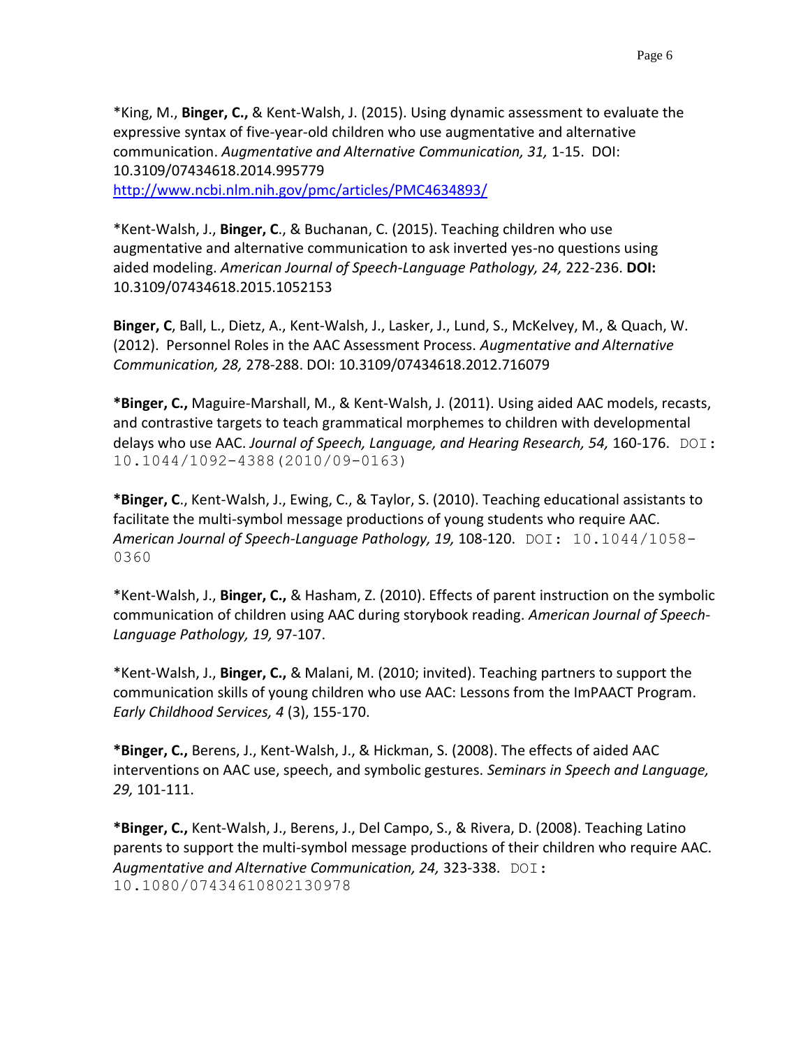*King, M., **Binger, C.,** & Kent-Walsh, J. (2015). Using dynamic assessment to evaluate the expressive syntax of five-year-old children who use augmentative and alternative communication. *Augmentative and Alternative Communication, 31,* 1-15. DOI: 10.3109/07434618.2014.995779
http://www.ncbi.nlm.nih.gov/pmc/articles/PMC4634893/

*Kent-Walsh, J., **Binger, C**., & Buchanan, C. (2015). Teaching children who use augmentative and alternative communication to ask inverted yes-no questions using aided modeling. *American Journal of Speech-Language Pathology, 24,* 222-236. **DOI:** 10.3109/07434618.2015.1052153

**Binger, C**, Ball, L., Dietz, A., Kent-Walsh, J., Lasker, J., Lund, S., McKelvey, M., & Quach, W. (2012). Personnel Roles in the AAC Assessment Process. *Augmentative and Alternative Communication, 28,* 278-288. DOI: 10.3109/07434618.2012.716079

***Binger, C.,** Maguire-Marshall, M., & Kent-Walsh, J. (2011). Using aided AAC models, recasts, and contrastive targets to teach grammatical morphemes to children with developmental delays who use AAC. *Journal of Speech, Language, and Hearing Research, 54,* 160-176. DOI: 10.1044/1092-4388(2010/09-0163)

***Binger, C**., Kent-Walsh, J., Ewing, C., & Taylor, S. (2010). Teaching educational assistants to facilitate the multi-symbol message productions of young students who require AAC. *American Journal of Speech-Language Pathology, 19,* 108-120. DOI: 10.1044/1058-0360

*Kent-Walsh, J., **Binger, C.,** & Hasham, Z. (2010). Effects of parent instruction on the symbolic communication of children using AAC during storybook reading. *American Journal of Speech-Language Pathology, 19,* 97-107.

*Kent-Walsh, J., **Binger, C.,** & Malani, M. (2010; invited). Teaching partners to support the communication skills of young children who use AAC: Lessons from the ImPAACT Program. *Early Childhood Services, 4* (3), 155-170.

***Binger, C.,** Berens, J., Kent-Walsh, J., & Hickman, S. (2008). The effects of aided AAC interventions on AAC use, speech, and symbolic gestures. *Seminars in Speech and Language, 29,* 101-111.

***Binger, C.,** Kent-Walsh, J., Berens, J., Del Campo, S., & Rivera, D. (2008). Teaching Latino parents to support the multi-symbol message productions of their children who require AAC. *Augmentative and Alternative Communication, 24,* 323-338. DOI: 10.1080/07434610802130978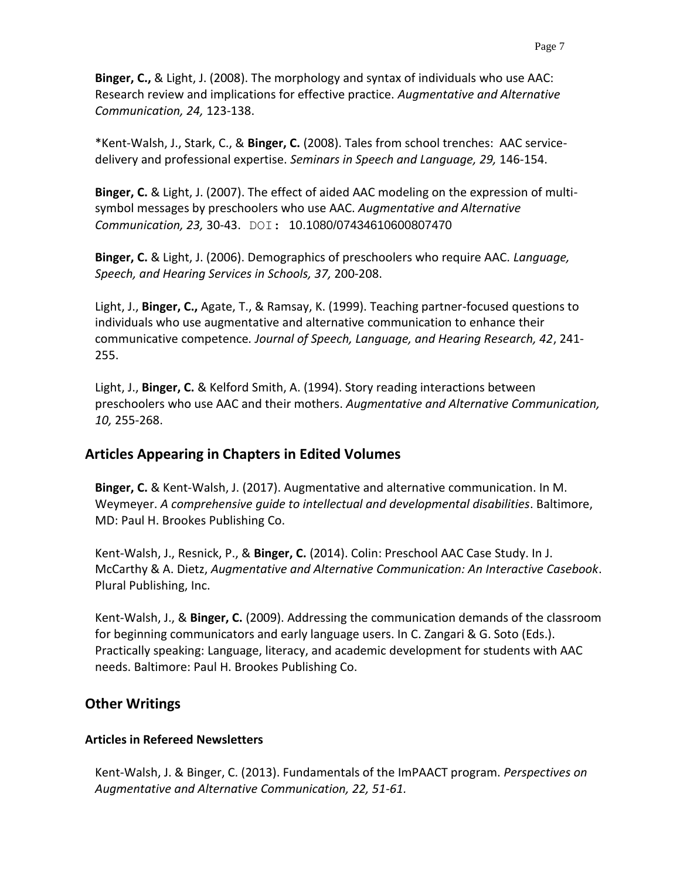**Binger, C.,** & Light, J. (2008). The morphology and syntax of individuals who use AAC: Research review and implications for effective practice. *Augmentative and Alternative Communication, 24,* 123-138.

*Kent-Walsh, J., Stark, C., & **Binger, C.** (2008). Tales from school trenches: AAC service-delivery and professional expertise. *Seminars in Speech and Language, 29,* 146-154.

**Binger, C.** & Light, J. (2007). The effect of aided AAC modeling on the expression of multi-symbol messages by preschoolers who use AAC. *Augmentative and Alternative Communication, 23,* 30-43. DOI: 10.1080/07434610600807470

**Binger, C.** & Light, J. (2006). Demographics of preschoolers who require AAC. *Language, Speech, and Hearing Services in Schools, 37,* 200-208.

Light, J., **Binger, C.,** Agate, T., & Ramsay, K. (1999). Teaching partner-focused questions to individuals who use augmentative and alternative communication to enhance their communicative competence*. Journal of Speech, Language, and Hearing Research, 42*, 241-255.

Light, J., **Binger, C.** & Kelford Smith, A. (1994). Story reading interactions between preschoolers who use AAC and their mothers. *Augmentative and Alternative Communication, 10,* 255-268.

## Articles Appearing in Chapters in Edited Volumes

**Binger, C.** & Kent-Walsh, J. (2017). Augmentative and alternative communication. In M. Weymeyer. *A comprehensive guide to intellectual and developmental disabilities*. Baltimore, MD: Paul H. Brookes Publishing Co.

Kent-Walsh, J., Resnick, P., & **Binger, C.** (2014). Colin: Preschool AAC Case Study. In J. McCarthy & A. Dietz, *Augmentative and Alternative Communication: An Interactive Casebook*. Plural Publishing, Inc.

Kent-Walsh, J., & **Binger, C.** (2009). Addressing the communication demands of the classroom for beginning communicators and early language users. In C. Zangari & G. Soto (Eds.). Practically speaking: Language, literacy, and academic development for students with AAC needs. Baltimore: Paul H. Brookes Publishing Co.

## Other Writings

### Articles in Refereed Newsletters

Kent-Walsh, J. & Binger, C. (2013). Fundamentals of the ImPAACT program. *Perspectives on Augmentative and Alternative Communication, 22, 51-61.*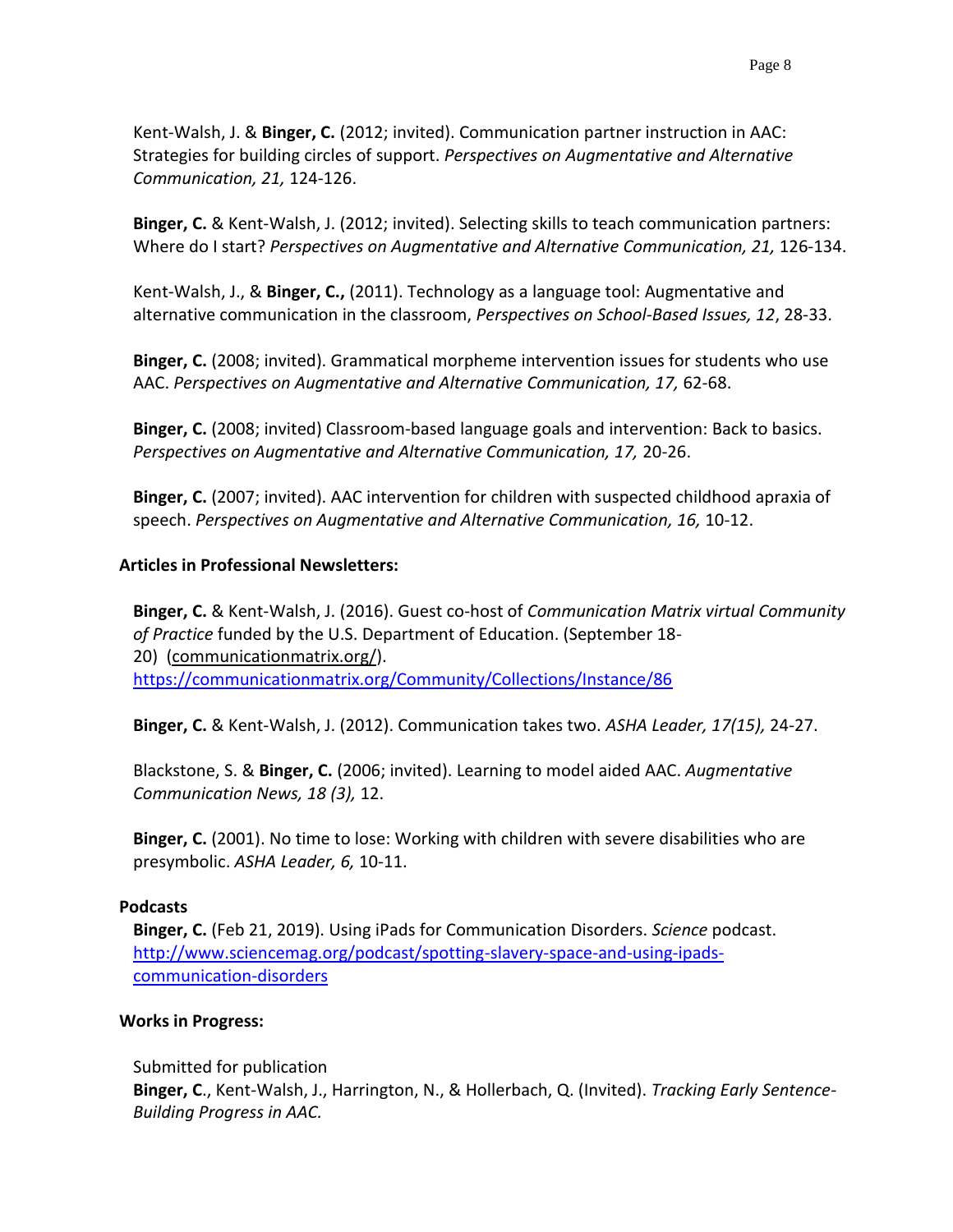Kent-Walsh, J. & **Binger, C.** (2012; invited). Communication partner instruction in AAC: Strategies for building circles of support. *Perspectives on Augmentative and Alternative Communication, 21,* 124-126.

**Binger, C.** & Kent-Walsh, J. (2012; invited). Selecting skills to teach communication partners: Where do I start? *Perspectives on Augmentative and Alternative Communication, 21,* 126-134.

Kent-Walsh, J., & **Binger, C.,** (2011). Technology as a language tool: Augmentative and alternative communication in the classroom, *Perspectives on School-Based Issues, 12*, 28-33.

**Binger, C.** (2008; invited). Grammatical morpheme intervention issues for students who use AAC. *Perspectives on Augmentative and Alternative Communication, 17,* 62-68.

**Binger, C.** (2008; invited) Classroom-based language goals and intervention: Back to basics. *Perspectives on Augmentative and Alternative Communication, 17,* 20-26.

**Binger, C.** (2007; invited). AAC intervention for children with suspected childhood apraxia of speech. *Perspectives on Augmentative and Alternative Communication, 16,* 10-12.

**Articles in Professional Newsletters:**

**Binger, C.** & Kent-Walsh, J. (2016). Guest co-host of *Communication Matrix virtual Community of Practice* funded by the U.S. Department of Education. (September 18-20) (communicationmatrix.org/). https://communicationmatrix.org/Community/Collections/Instance/86

**Binger, C.** & Kent-Walsh, J. (2012). Communication takes two. *ASHA Leader, 17(15),* 24-27.

Blackstone, S. & **Binger, C.** (2006; invited). Learning to model aided AAC. *Augmentative Communication News, 18 (3),* 12.

**Binger, C.** (2001). No time to lose: Working with children with severe disabilities who are presymbolic. *ASHA Leader, 6,* 10-11.

**Podcasts**

**Binger, C.** (Feb 21, 2019). Using iPads for Communication Disorders. *Science* podcast. http://www.sciencemag.org/podcast/spotting-slavery-space-and-using-ipads-communication-disorders

**Works in Progress:**

Submitted for publication

**Binger, C**., Kent-Walsh, J., Harrington, N., & Hollerbach, Q. (Invited). *Tracking Early Sentence-Building Progress in AAC.*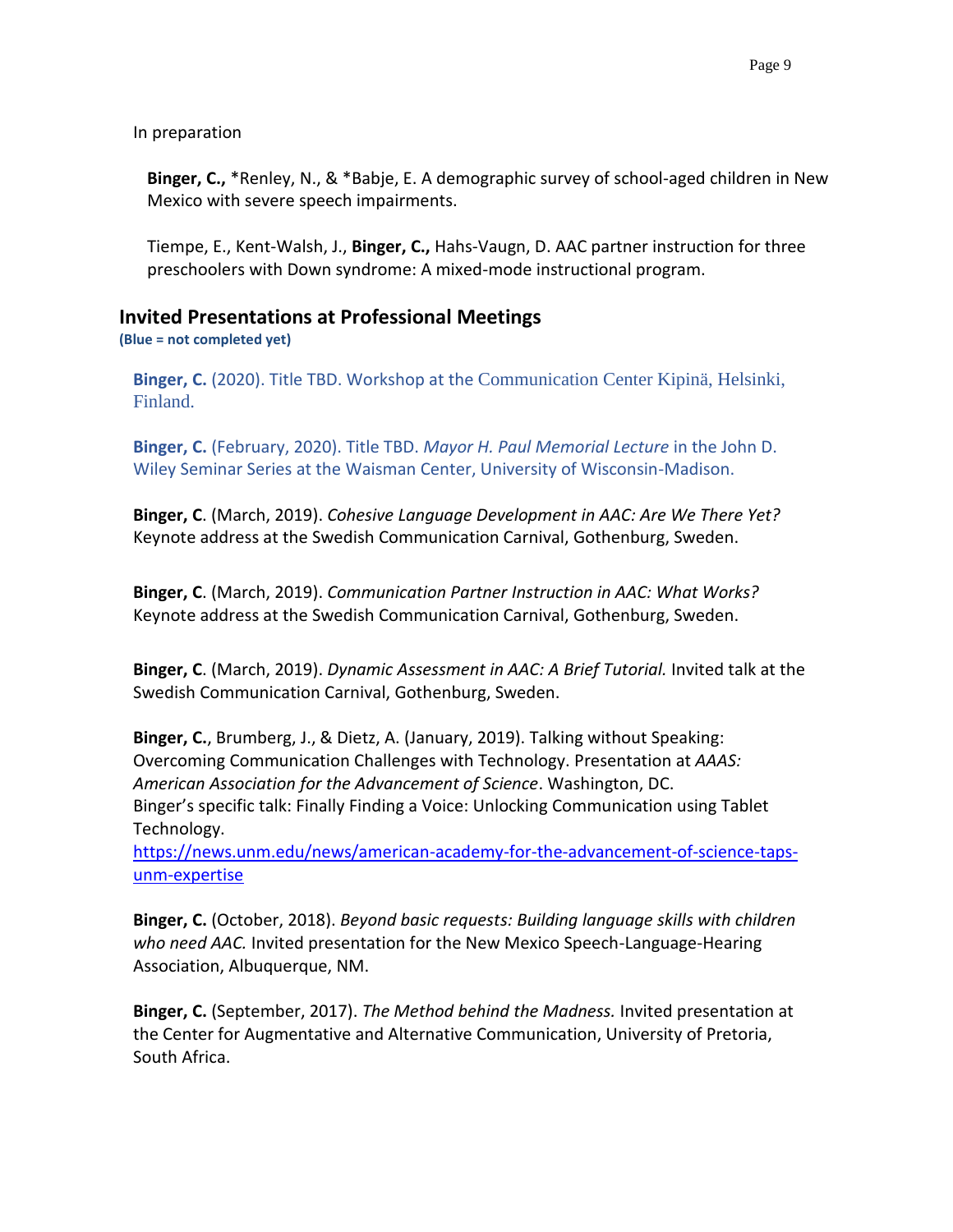In preparation

**Binger, C.,** *Renley, N., & *Babje, E. A demographic survey of school-aged children in New Mexico with severe speech impairments.

Tiempe, E., Kent-Walsh, J., **Binger, C.,** Hahs-Vaugn, D. AAC partner instruction for three preschoolers with Down syndrome: A mixed-mode instructional program.

## Invited Presentations at Professional Meetings

**(Blue = not completed yet)**

**Binger, C.** (2020). Title TBD. Workshop at the Communication Center Kipinä, Helsinki, Finland.

**Binger, C.** (February, 2020). Title TBD. *Mayor H. Paul Memorial Lecture* in the John D. Wiley Seminar Series at the Waisman Center, University of Wisconsin-Madison.

**Binger, C**. (March, 2019). *Cohesive Language Development in AAC: Are We There Yet?* Keynote address at the Swedish Communication Carnival, Gothenburg, Sweden.

**Binger, C**. (March, 2019). *Communication Partner Instruction in AAC: What Works?* Keynote address at the Swedish Communication Carnival, Gothenburg, Sweden.

**Binger, C**. (March, 2019). *Dynamic Assessment in AAC: A Brief Tutorial.* Invited talk at the Swedish Communication Carnival, Gothenburg, Sweden.

**Binger, C.**, Brumberg, J., & Dietz, A. (January, 2019). Talking without Speaking: Overcoming Communication Challenges with Technology. Presentation at *AAAS: American Association for the Advancement of Science*. Washington, DC.
Binger's specific talk: Finally Finding a Voice: Unlocking Communication using Tablet Technology.
https://news.unm.edu/news/american-academy-for-the-advancement-of-science-taps-unm-expertise

**Binger, C.** (October, 2018). *Beyond basic requests: Building language skills with children who need AAC.* Invited presentation for the New Mexico Speech-Language-Hearing Association, Albuquerque, NM.

**Binger, C.** (September, 2017). *The Method behind the Madness.* Invited presentation at the Center for Augmentative and Alternative Communication, University of Pretoria, South Africa.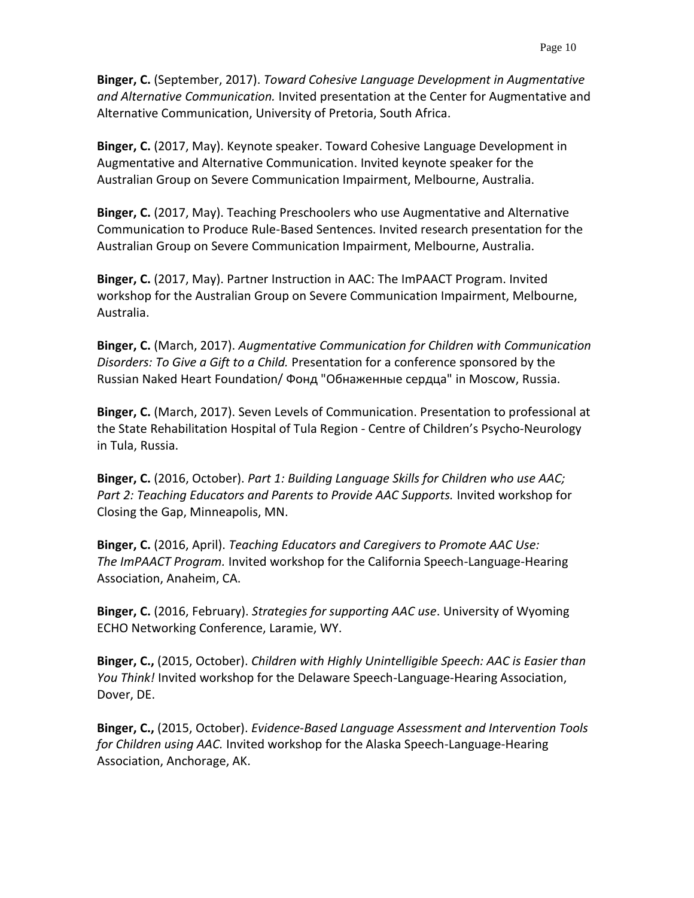**Binger, C.** (September, 2017). *Toward Cohesive Language Development in Augmentative and Alternative Communication.* Invited presentation at the Center for Augmentative and Alternative Communication, University of Pretoria, South Africa.

**Binger, C.** (2017, May). Keynote speaker. Toward Cohesive Language Development in Augmentative and Alternative Communication. Invited keynote speaker for the Australian Group on Severe Communication Impairment, Melbourne, Australia.

**Binger, C.** (2017, May). Teaching Preschoolers who use Augmentative and Alternative Communication to Produce Rule-Based Sentences. Invited research presentation for the Australian Group on Severe Communication Impairment, Melbourne, Australia.

**Binger, C.** (2017, May). Partner Instruction in AAC: The ImPAACT Program. Invited workshop for the Australian Group on Severe Communication Impairment, Melbourne, Australia.

**Binger, C.** (March, 2017). *Augmentative Communication for Children with Communication Disorders: To Give a Gift to a Child.* Presentation for a conference sponsored by the Russian Naked Heart Foundation/ Фонд "Обнаженные сердца" in Moscow, Russia.

**Binger, C.** (March, 2017). Seven Levels of Communication. Presentation to professional at the State Rehabilitation Hospital of Tula Region - Centre of Children's Psycho-Neurology in Tula, Russia.

**Binger, C.** (2016, October). *Part 1: Building Language Skills for Children who use AAC; Part 2: Teaching Educators and Parents to Provide AAC Supports.* Invited workshop for Closing the Gap, Minneapolis, MN.

**Binger, C.** (2016, April). *Teaching Educators and Caregivers to Promote AAC Use: The ImPAACT Program.* Invited workshop for the California Speech-Language-Hearing Association, Anaheim, CA.

**Binger, C.** (2016, February). *Strategies for supporting AAC use*. University of Wyoming ECHO Networking Conference, Laramie, WY.

**Binger, C.,** (2015, October). *Children with Highly Unintelligible Speech: AAC is Easier than You Think!* Invited workshop for the Delaware Speech-Language-Hearing Association, Dover, DE.

**Binger, C.,** (2015, October). *Evidence-Based Language Assessment and Intervention Tools for Children using AAC.* Invited workshop for the Alaska Speech-Language-Hearing Association, Anchorage, AK.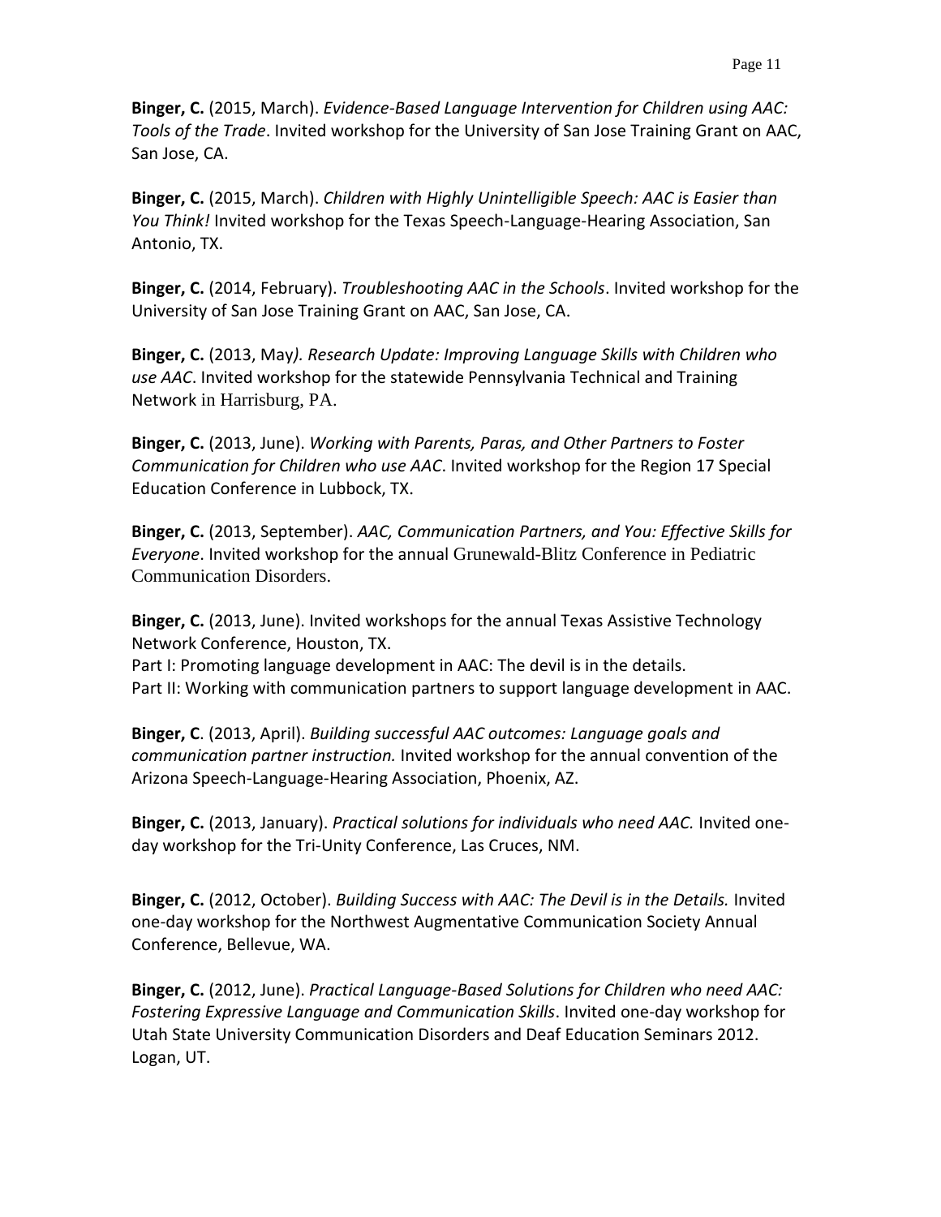**Binger, C.** (2015, March). *Evidence-Based Language Intervention for Children using AAC: Tools of the Trade*. Invited workshop for the University of San Jose Training Grant on AAC, San Jose, CA.

**Binger, C.** (2015, March). *Children with Highly Unintelligible Speech: AAC is Easier than You Think!* Invited workshop for the Texas Speech-Language-Hearing Association, San Antonio, TX.

**Binger, C.** (2014, February). *Troubleshooting AAC in the Schools*. Invited workshop for the University of San Jose Training Grant on AAC, San Jose, CA.

**Binger, C.** (2013, May*). Research Update: Improving Language Skills with Children who use AAC*. Invited workshop for the statewide Pennsylvania Technical and Training Network in Harrisburg, PA.

**Binger, C.** (2013, June). *Working with Parents, Paras, and Other Partners to Foster Communication for Children who use AAC.* Invited workshop for the Region 17 Special Education Conference in Lubbock, TX.

**Binger, C.** (2013, September). *AAC, Communication Partners, and You: Effective Skills for Everyone*. Invited workshop for the annual Grunewald-Blitz Conference in Pediatric Communication Disorders.

**Binger, C.** (2013, June). Invited workshops for the annual Texas Assistive Technology Network Conference, Houston, TX.
Part I: Promoting language development in AAC: The devil is in the details.
Part II: Working with communication partners to support language development in AAC.

**Binger, C**. (2013, April). *Building successful AAC outcomes: Language goals and communication partner instruction.* Invited workshop for the annual convention of the Arizona Speech-Language-Hearing Association, Phoenix, AZ.

**Binger, C.** (2013, January). *Practical solutions for individuals who need AAC.* Invited one-day workshop for the Tri-Unity Conference, Las Cruces, NM.

**Binger, C.** (2012, October). *Building Success with AAC: The Devil is in the Details.* Invited one-day workshop for the Northwest Augmentative Communication Society Annual Conference, Bellevue, WA.

**Binger, C.** (2012, June). *Practical Language-Based Solutions for Children who need AAC: Fostering Expressive Language and Communication Skills*. Invited one-day workshop for Utah State University Communication Disorders and Deaf Education Seminars 2012. Logan, UT.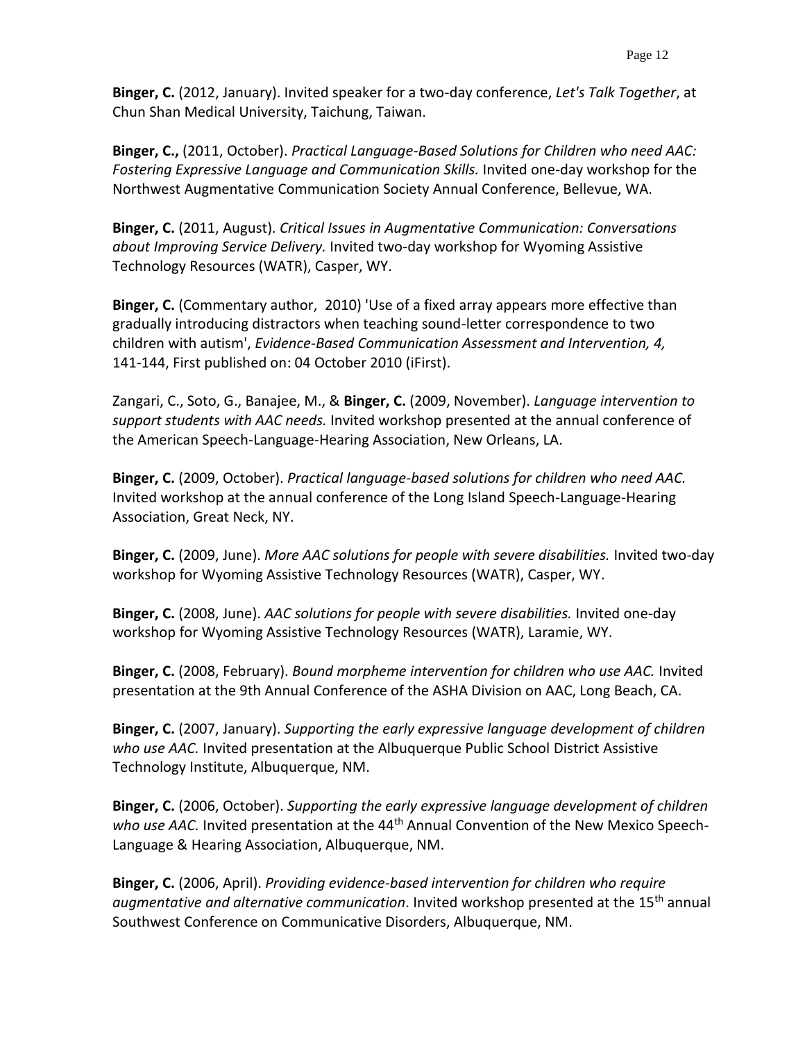**Binger, C.** (2012, January). Invited speaker for a two-day conference, *Let's Talk Together*, at Chun Shan Medical University, Taichung, Taiwan.

**Binger, C.,** (2011, October). *Practical Language-Based Solutions for Children who need AAC: Fostering Expressive Language and Communication Skills.* Invited one-day workshop for the Northwest Augmentative Communication Society Annual Conference, Bellevue, WA.

**Binger, C.** (2011, August). *Critical Issues in Augmentative Communication: Conversations about Improving Service Delivery.* Invited two-day workshop for Wyoming Assistive Technology Resources (WATR), Casper, WY.

**Binger, C.** (Commentary author, 2010) 'Use of a fixed array appears more effective than gradually introducing distractors when teaching sound-letter correspondence to two children with autism', *Evidence-Based Communication Assessment and Intervention, 4,* 141-144, First published on: 04 October 2010 (iFirst).

Zangari, C., Soto, G., Banajee, M., & **Binger, C.** (2009, November). *Language intervention to support students with AAC needs.* Invited workshop presented at the annual conference of the American Speech-Language-Hearing Association, New Orleans, LA.

**Binger, C.** (2009, October). *Practical language-based solutions for children who need AAC.* Invited workshop at the annual conference of the Long Island Speech-Language-Hearing Association, Great Neck, NY.

**Binger, C.** (2009, June). *More AAC solutions for people with severe disabilities.* Invited two-day workshop for Wyoming Assistive Technology Resources (WATR), Casper, WY.

**Binger, C.** (2008, June). *AAC solutions for people with severe disabilities.* Invited one-day workshop for Wyoming Assistive Technology Resources (WATR), Laramie, WY.

**Binger, C.** (2008, February). *Bound morpheme intervention for children who use AAC.* Invited presentation at the 9th Annual Conference of the ASHA Division on AAC, Long Beach, CA.

**Binger, C.** (2007, January). *Supporting the early expressive language development of children who use AAC.* Invited presentation at the Albuquerque Public School District Assistive Technology Institute, Albuquerque, NM.

**Binger, C.** (2006, October). *Supporting the early expressive language development of children who use AAC.* Invited presentation at the 44th Annual Convention of the New Mexico Speech-Language & Hearing Association, Albuquerque, NM.

**Binger, C.** (2006, April). *Providing evidence-based intervention for children who require augmentative and alternative communication*. Invited workshop presented at the 15th annual Southwest Conference on Communicative Disorders, Albuquerque, NM.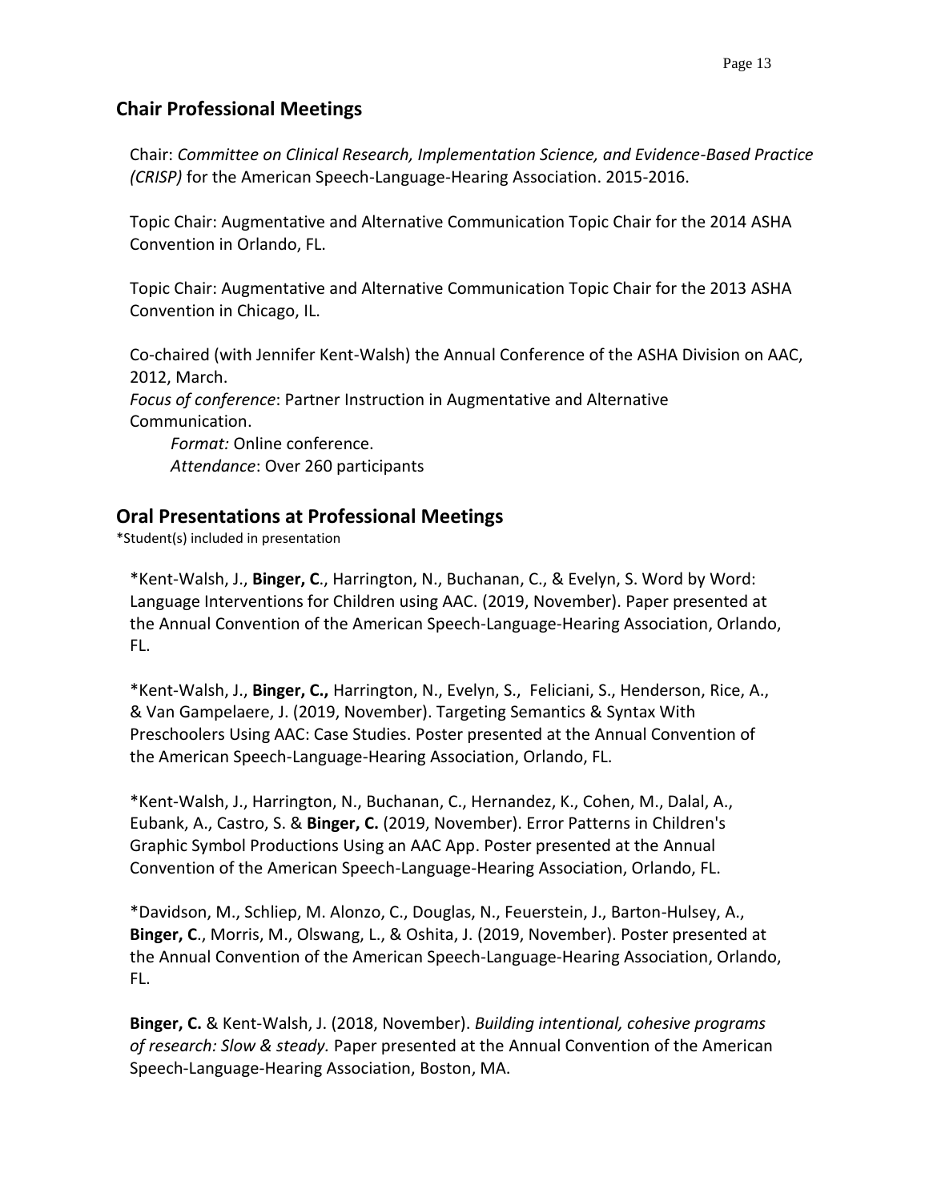## Chair Professional Meetings

Chair: *Committee on Clinical Research, Implementation Science, and Evidence-Based Practice (CRISP)* for the American Speech-Language-Hearing Association. 2015-2016.

Topic Chair: Augmentative and Alternative Communication Topic Chair for the 2014 ASHA Convention in Orlando, FL.

Topic Chair: Augmentative and Alternative Communication Topic Chair for the 2013 ASHA Convention in Chicago, IL.

Co-chaired (with Jennifer Kent-Walsh) the Annual Conference of the ASHA Division on AAC, 2012, March.
*Focus of conference*: Partner Instruction in Augmentative and Alternative Communication.
*Format:* Online conference.
*Attendance*: Over 260 participants

## Oral Presentations at Professional Meetings

*Student(s) included in presentation

*Kent-Walsh, J., **Binger, C**., Harrington, N., Buchanan, C., & Evelyn, S. Word by Word: Language Interventions for Children using AAC. (2019, November). Paper presented at the Annual Convention of the American Speech-Language-Hearing Association, Orlando, FL.

*Kent-Walsh, J., **Binger, C.,** Harrington, N., Evelyn, S., Feliciani, S., Henderson, Rice, A., & Van Gampelaere, J. (2019, November). Targeting Semantics & Syntax With Preschoolers Using AAC: Case Studies. Poster presented at the Annual Convention of the American Speech-Language-Hearing Association, Orlando, FL.

*Kent-Walsh, J., Harrington, N., Buchanan, C., Hernandez, K., Cohen, M., Dalal, A., Eubank, A., Castro, S. & **Binger, C.** (2019, November). Error Patterns in Children's Graphic Symbol Productions Using an AAC App. Poster presented at the Annual Convention of the American Speech-Language-Hearing Association, Orlando, FL.

*Davidson, M., Schliep, M. Alonzo, C., Douglas, N., Feuerstein, J., Barton-Hulsey, A., **Binger, C**., Morris, M., Olswang, L., & Oshita, J. (2019, November). Poster presented at the Annual Convention of the American Speech-Language-Hearing Association, Orlando, FL.

**Binger, C.** & Kent-Walsh, J. (2018, November). *Building intentional, cohesive programs of research: Slow & steady.* Paper presented at the Annual Convention of the American Speech-Language-Hearing Association, Boston, MA.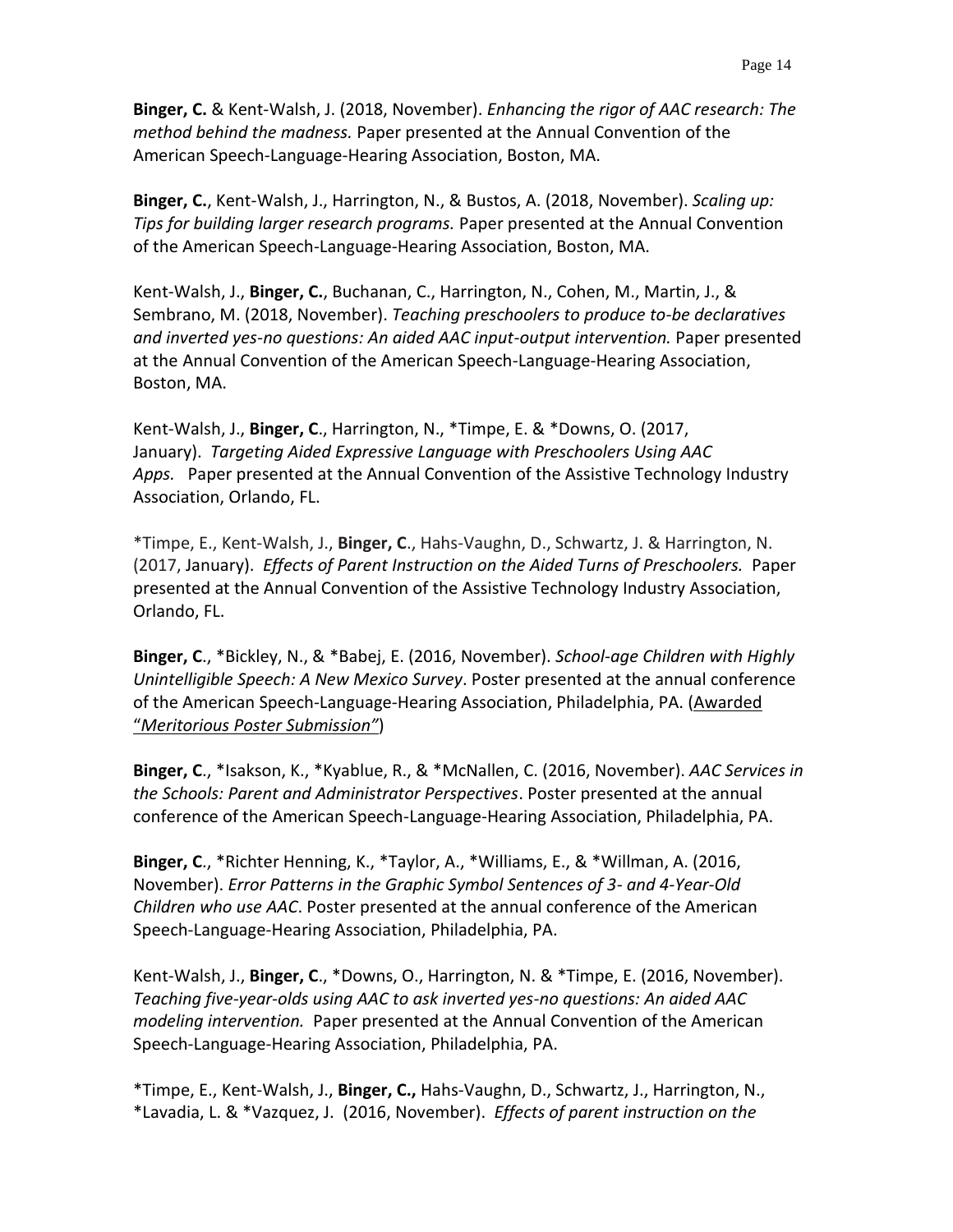**Binger, C.** & Kent-Walsh, J. (2018, November). *Enhancing the rigor of AAC research: The method behind the madness.* Paper presented at the Annual Convention of the American Speech-Language-Hearing Association, Boston, MA.

**Binger, C.**, Kent-Walsh, J., Harrington, N., & Bustos, A. (2018, November). *Scaling up: Tips for building larger research programs.* Paper presented at the Annual Convention of the American Speech-Language-Hearing Association, Boston, MA.

Kent-Walsh, J., **Binger, C.**, Buchanan, C., Harrington, N., Cohen, M., Martin, J., & Sembrano, M. (2018, November). *Teaching preschoolers to produce to-be declaratives and inverted yes-no questions: An aided AAC input-output intervention.* Paper presented at the Annual Convention of the American Speech-Language-Hearing Association, Boston, MA.

Kent-Walsh, J., **Binger, C**., Harrington, N., *Timpe, E. & *Downs, O. (2017, January). *Targeting Aided Expressive Language with Preschoolers Using AAC Apps.* Paper presented at the Annual Convention of the Assistive Technology Industry Association, Orlando, FL.

*Timpe, E., Kent-Walsh, J., **Binger, C**., Hahs-Vaughn, D., Schwartz, J. & Harrington, N. (2017, January). *Effects of Parent Instruction on the Aided Turns of Preschoolers.* Paper presented at the Annual Convention of the Assistive Technology Industry Association, Orlando, FL.

**Binger, C**., *Bickley, N., & *Babej, E. (2016, November). *School-age Children with Highly Unintelligible Speech: A New Mexico Survey*. Poster presented at the annual conference of the American Speech-Language-Hearing Association, Philadelphia, PA. (Awarded "*Meritorious Poster Submission"*)

**Binger, C**., *Isakson, K., *Kyablue, R., & *McNallen, C. (2016, November). *AAC Services in the Schools: Parent and Administrator Perspectives*. Poster presented at the annual conference of the American Speech-Language-Hearing Association, Philadelphia, PA.

**Binger, C**., *Richter Henning, K., *Taylor, A., *Williams, E., & *Willman, A. (2016, November). *Error Patterns in the Graphic Symbol Sentences of 3- and 4-Year-Old Children who use AAC*. Poster presented at the annual conference of the American Speech-Language-Hearing Association, Philadelphia, PA.

Kent-Walsh, J., **Binger, C**., *Downs, O., Harrington, N. & *Timpe, E. (2016, November). *Teaching five-year-olds using AAC to ask inverted yes-no questions: An aided AAC modeling intervention.* Paper presented at the Annual Convention of the American Speech-Language-Hearing Association, Philadelphia, PA.

*Timpe, E., Kent-Walsh, J., **Binger, C.,** Hahs-Vaughn, D., Schwartz, J., Harrington, N., *Lavadia, L. & *Vazquez, J. (2016, November). *Effects of parent instruction on the*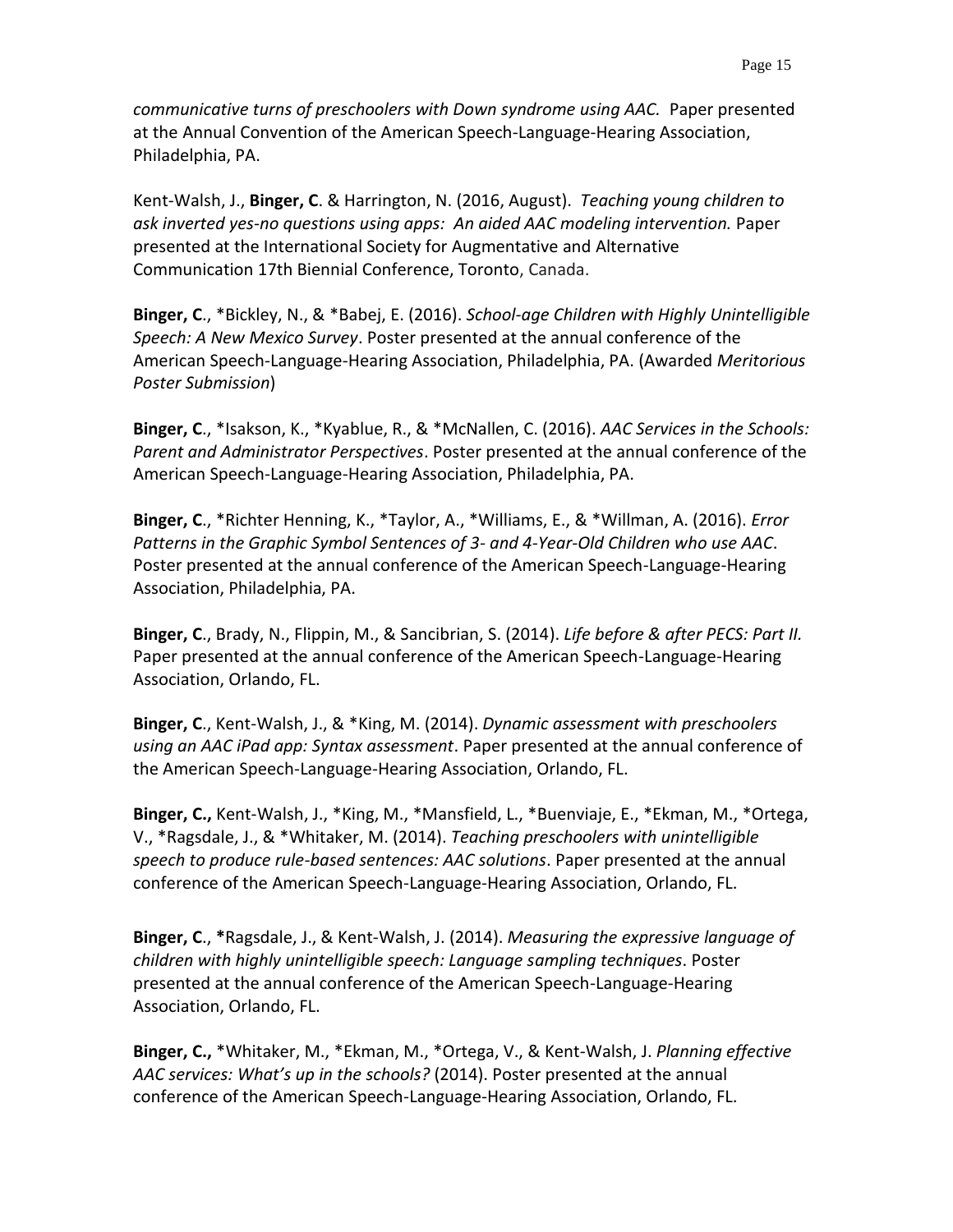*communicative turns of preschoolers with Down syndrome using AAC.* Paper presented at the Annual Convention of the American Speech-Language-Hearing Association, Philadelphia, PA.

Kent-Walsh, J., **Binger, C**. & Harrington, N. (2016, August). *Teaching young children to ask inverted yes-no questions using apps: An aided AAC modeling intervention.* Paper presented at the International Society for Augmentative and Alternative Communication 17th Biennial Conference, Toronto, Canada.

**Binger, C**., *Bickley, N., & *Babej, E. (2016). *School-age Children with Highly Unintelligible Speech: A New Mexico Survey*. Poster presented at the annual conference of the American Speech-Language-Hearing Association, Philadelphia, PA. (Awarded *Meritorious Poster Submission*)

**Binger, C**., *Isakson, K., *Kyablue, R., & *McNallen, C. (2016). *AAC Services in the Schools: Parent and Administrator Perspectives*. Poster presented at the annual conference of the American Speech-Language-Hearing Association, Philadelphia, PA.

**Binger, C**., *Richter Henning, K., *Taylor, A., *Williams, E., & *Willman, A. (2016). *Error Patterns in the Graphic Symbol Sentences of 3- and 4-Year-Old Children who use AAC*. Poster presented at the annual conference of the American Speech-Language-Hearing Association, Philadelphia, PA.

**Binger, C**., Brady, N., Flippin, M., & Sancibrian, S. (2014). *Life before & after PECS: Part II.* Paper presented at the annual conference of the American Speech-Language-Hearing Association, Orlando, FL.

**Binger, C**., Kent-Walsh, J., & *King, M. (2014). *Dynamic assessment with preschoolers using an AAC iPad app: Syntax assessment*. Paper presented at the annual conference of the American Speech-Language-Hearing Association, Orlando, FL.

**Binger, C.,** Kent-Walsh, J., *King, M., *Mansfield, L., *Buenviaje, E., *Ekman, M., *Ortega, V., *Ragsdale, J., & *Whitaker, M. (2014). *Teaching preschoolers with unintelligible speech to produce rule-based sentences: AAC solutions*. Paper presented at the annual conference of the American Speech-Language-Hearing Association, Orlando, FL.

**Binger, C**., ***Ragsdale, J., & Kent-Walsh, J. (2014). *Measuring the expressive language of children with highly unintelligible speech: Language sampling techniques*. Poster presented at the annual conference of the American Speech-Language-Hearing Association, Orlando, FL.

**Binger, C.,** *Whitaker, M., *Ekman, M., *Ortega, V., & Kent-Walsh, J. *Planning effective AAC services: What's up in the schools?* (2014). Poster presented at the annual conference of the American Speech-Language-Hearing Association, Orlando, FL.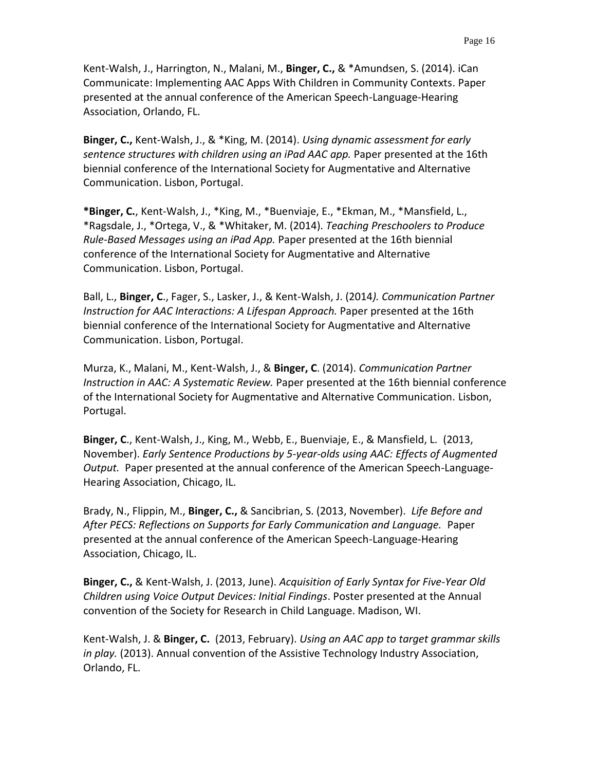Kent-Walsh, J., Harrington, N., Malani, M., **Binger, C.,** & *Amundsen, S. (2014). iCan Communicate: Implementing AAC Apps With Children in Community Contexts. Paper presented at the annual conference of the American Speech-Language-Hearing Association, Orlando, FL.

**Binger, C.,** Kent-Walsh, J., & *King, M. (2014). *Using dynamic assessment for early sentence structures with children using an iPad AAC app.* Paper presented at the 16th biennial conference of the International Society for Augmentative and Alternative Communication. Lisbon, Portugal.

***Binger, C.**, Kent-Walsh, J., *King, M., *Buenviaje, E., *Ekman, M., *Mansfield, L., *Ragsdale, J., *Ortega, V., & *Whitaker, M. (2014). *Teaching Preschoolers to Produce Rule-Based Messages using an iPad App.* Paper presented at the 16th biennial conference of the International Society for Augmentative and Alternative Communication. Lisbon, Portugal.

Ball, L., **Binger, C**., Fager, S., Lasker, J., & Kent-Walsh, J. (2014*). Communication Partner Instruction for AAC Interactions: A Lifespan Approach.* Paper presented at the 16th biennial conference of the International Society for Augmentative and Alternative Communication. Lisbon, Portugal.

Murza, K., Malani, M., Kent-Walsh, J., & **Binger, C**. (2014). *Communication Partner Instruction in AAC: A Systematic Review.* Paper presented at the 16th biennial conference of the International Society for Augmentative and Alternative Communication. Lisbon, Portugal.

**Binger, C**., Kent-Walsh, J., King, M., Webb, E., Buenviaje, E., & Mansfield, L. (2013, November). *Early Sentence Productions by 5-year-olds using AAC: Effects of Augmented Output.* Paper presented at the annual conference of the American Speech-Language-Hearing Association, Chicago, IL.

Brady, N., Flippin, M., **Binger, C.,** & Sancibrian, S. (2013, November). *Life Before and After PECS: Reflections on Supports for Early Communication and Language.* Paper presented at the annual conference of the American Speech-Language-Hearing Association, Chicago, IL.

**Binger, C.,** & Kent-Walsh, J. (2013, June). *Acquisition of Early Syntax for Five-Year Old Children using Voice Output Devices: Initial Findings*. Poster presented at the Annual convention of the Society for Research in Child Language. Madison, WI.

Kent-Walsh, J. & **Binger, C.** (2013, February). *Using an AAC app to target grammar skills in play.* (2013). Annual convention of the Assistive Technology Industry Association, Orlando, FL.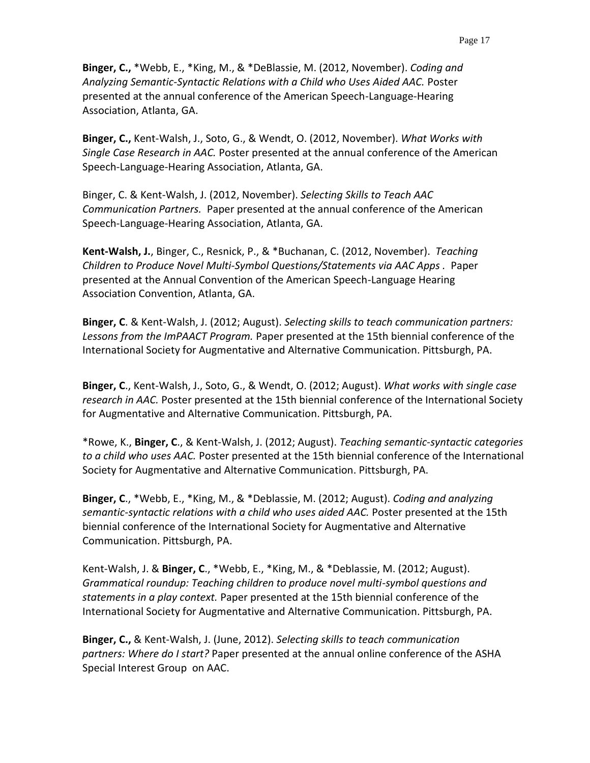**Binger, C.,** *Webb, E., *King, M., & *DeBlassie, M. (2012, November). *Coding and Analyzing Semantic-Syntactic Relations with a Child who Uses Aided AAC.* Poster presented at the annual conference of the American Speech-Language-Hearing Association, Atlanta, GA.

**Binger, C.,** Kent-Walsh, J., Soto, G., & Wendt, O. (2012, November). *What Works with Single Case Research in AAC.* Poster presented at the annual conference of the American Speech-Language-Hearing Association, Atlanta, GA.

Binger, C. & Kent-Walsh, J. (2012, November). *Selecting Skills to Teach AAC Communication Partners.* Paper presented at the annual conference of the American Speech-Language-Hearing Association, Atlanta, GA.

**Kent-Walsh, J.**, Binger, C., Resnick, P., & *Buchanan, C. (2012, November). *Teaching Children to Produce Novel Multi-Symbol Questions/Statements via AAC Apps .* Paper presented at the Annual Convention of the American Speech-Language Hearing Association Convention, Atlanta, GA.

**Binger, C**. & Kent-Walsh, J. (2012; August). *Selecting skills to teach communication partners: Lessons from the ImPAACT Program.* Paper presented at the 15th biennial conference of the International Society for Augmentative and Alternative Communication. Pittsburgh, PA.

**Binger, C**., Kent-Walsh, J., Soto, G., & Wendt, O. (2012; August). *What works with single case research in AAC.* Poster presented at the 15th biennial conference of the International Society for Augmentative and Alternative Communication. Pittsburgh, PA.

*Rowe, K., **Binger, C**., & Kent-Walsh, J. (2012; August). *Teaching semantic-syntactic categories to a child who uses AAC.* Poster presented at the 15th biennial conference of the International Society for Augmentative and Alternative Communication. Pittsburgh, PA.

**Binger, C**., *Webb, E., *King, M., & *Deblassie, M. (2012; August). *Coding and analyzing semantic-syntactic relations with a child who uses aided AAC.* Poster presented at the 15th biennial conference of the International Society for Augmentative and Alternative Communication. Pittsburgh, PA.

Kent-Walsh, J. & **Binger, C**., *Webb, E., *King, M., & *Deblassie, M. (2012; August). *Grammatical roundup: Teaching children to produce novel multi-symbol questions and statements in a play context.* Paper presented at the 15th biennial conference of the International Society for Augmentative and Alternative Communication. Pittsburgh, PA.

**Binger, C.,** & Kent-Walsh, J. (June, 2012). *Selecting skills to teach communication partners: Where do I start?* Paper presented at the annual online conference of the ASHA Special Interest Group on AAC.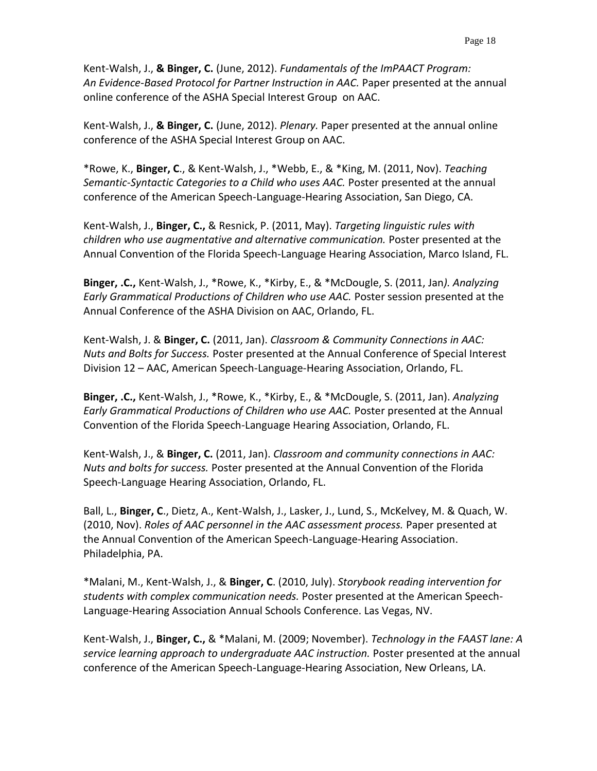Kent-Walsh, J., **& Binger, C.** (June, 2012). *Fundamentals of the ImPAACT Program: An Evidence-Based Protocol for Partner Instruction in AAC.* Paper presented at the annual online conference of the ASHA Special Interest Group on AAC.

Kent-Walsh, J., **& Binger, C.** (June, 2012). *Plenary.* Paper presented at the annual online conference of the ASHA Special Interest Group on AAC.

*Rowe, K., **Binger, C**., & Kent-Walsh, J., *Webb, E., & *King, M. (2011, Nov). *Teaching Semantic-Syntactic Categories to a Child who uses AAC.* Poster presented at the annual conference of the American Speech-Language-Hearing Association, San Diego, CA.

Kent-Walsh, J., **Binger, C.,** & Resnick, P. (2011, May). *Targeting linguistic rules with children who use augmentative and alternative communication.* Poster presented at the Annual Convention of the Florida Speech-Language Hearing Association, Marco Island, FL.

**Binger, .C.,** Kent-Walsh, J., *Rowe, K., *Kirby, E., & *McDougle, S. (2011, Jan*). Analyzing Early Grammatical Productions of Children who use AAC.* Poster session presented at the Annual Conference of the ASHA Division on AAC, Orlando, FL.

Kent-Walsh, J. & **Binger, C.** (2011, Jan). *Classroom & Community Connections in AAC: Nuts and Bolts for Success.* Poster presented at the Annual Conference of Special Interest Division 12 – AAC, American Speech-Language-Hearing Association, Orlando, FL.

**Binger, .C.,** Kent-Walsh, J., *Rowe, K., *Kirby, E., & *McDougle, S. (2011, Jan). *Analyzing Early Grammatical Productions of Children who use AAC.* Poster presented at the Annual Convention of the Florida Speech-Language Hearing Association, Orlando, FL.

Kent-Walsh, J., & **Binger, C.** (2011, Jan). *Classroom and community connections in AAC: Nuts and bolts for success.* Poster presented at the Annual Convention of the Florida Speech-Language Hearing Association, Orlando, FL.

Ball, L., **Binger, C**., Dietz, A., Kent-Walsh, J., Lasker, J., Lund, S., McKelvey, M. & Quach, W. (2010, Nov). *Roles of AAC personnel in the AAC assessment process.* Paper presented at the Annual Convention of the American Speech-Language-Hearing Association. Philadelphia, PA.

*Malani, M., Kent-Walsh, J., & **Binger, C**. (2010, July). *Storybook reading intervention for students with complex communication needs.* Poster presented at the American Speech-Language-Hearing Association Annual Schools Conference. Las Vegas, NV.

Kent-Walsh, J., **Binger, C.,** & *Malani, M. (2009; November). *Technology in the FAAST lane: A service learning approach to undergraduate AAC instruction.* Poster presented at the annual conference of the American Speech-Language-Hearing Association, New Orleans, LA.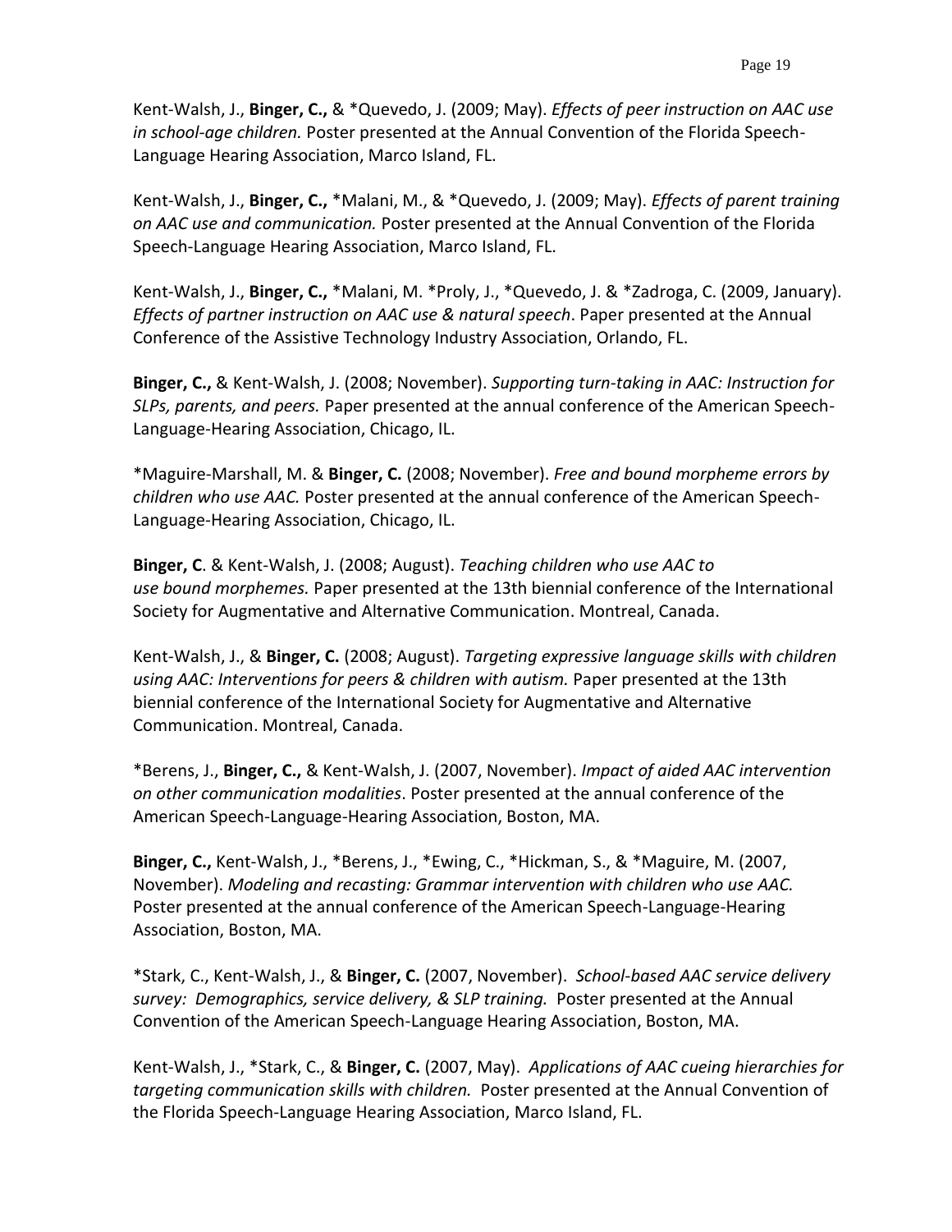Kent-Walsh, J., **Binger, C.,** & *Quevedo, J. (2009; May). *Effects of peer instruction on AAC use in school-age children.* Poster presented at the Annual Convention of the Florida Speech-Language Hearing Association, Marco Island, FL.

Kent-Walsh, J., **Binger, C.,** *Malani, M., & *Quevedo, J. (2009; May). *Effects of parent training on AAC use and communication.* Poster presented at the Annual Convention of the Florida Speech-Language Hearing Association, Marco Island, FL.

Kent-Walsh, J., **Binger, C.,** *Malani, M. *Proly, J., *Quevedo, J. & *Zadroga, C. (2009, January). *Effects of partner instruction on AAC use & natural speech*. Paper presented at the Annual Conference of the Assistive Technology Industry Association, Orlando, FL.

**Binger, C.,** & Kent-Walsh, J. (2008; November). *Supporting turn-taking in AAC: Instruction for SLPs, parents, and peers.* Paper presented at the annual conference of the American Speech-Language-Hearing Association, Chicago, IL.

*Maguire-Marshall, M. & **Binger, C.** (2008; November). *Free and bound morpheme errors by children who use AAC.* Poster presented at the annual conference of the American Speech-Language-Hearing Association, Chicago, IL.

**Binger, C**. & Kent-Walsh, J. (2008; August). *Teaching children who use AAC to use bound morphemes.* Paper presented at the 13th biennial conference of the International Society for Augmentative and Alternative Communication. Montreal, Canada.

Kent-Walsh, J., & **Binger, C.** (2008; August). *Targeting expressive language skills with children using AAC: Interventions for peers & children with autism.* Paper presented at the 13th biennial conference of the International Society for Augmentative and Alternative Communication. Montreal, Canada.

*Berens, J., **Binger, C.,** & Kent-Walsh, J. (2007, November). *Impact of aided AAC intervention on other communication modalities*. Poster presented at the annual conference of the American Speech-Language-Hearing Association, Boston, MA.

**Binger, C.,** Kent-Walsh, J., *Berens, J., *Ewing, C., *Hickman, S., & *Maguire, M. (2007, November). *Modeling and recasting: Grammar intervention with children who use AAC.* Poster presented at the annual conference of the American Speech-Language-Hearing Association, Boston, MA.

*Stark, C., Kent-Walsh, J., & **Binger, C.** (2007, November). *School-based AAC service delivery survey: Demographics, service delivery, & SLP training.* Poster presented at the Annual Convention of the American Speech-Language Hearing Association, Boston, MA.

Kent-Walsh, J., *Stark, C., & **Binger, C.** (2007, May). *Applications of AAC cueing hierarchies for targeting communication skills with children.* Poster presented at the Annual Convention of the Florida Speech-Language Hearing Association, Marco Island, FL.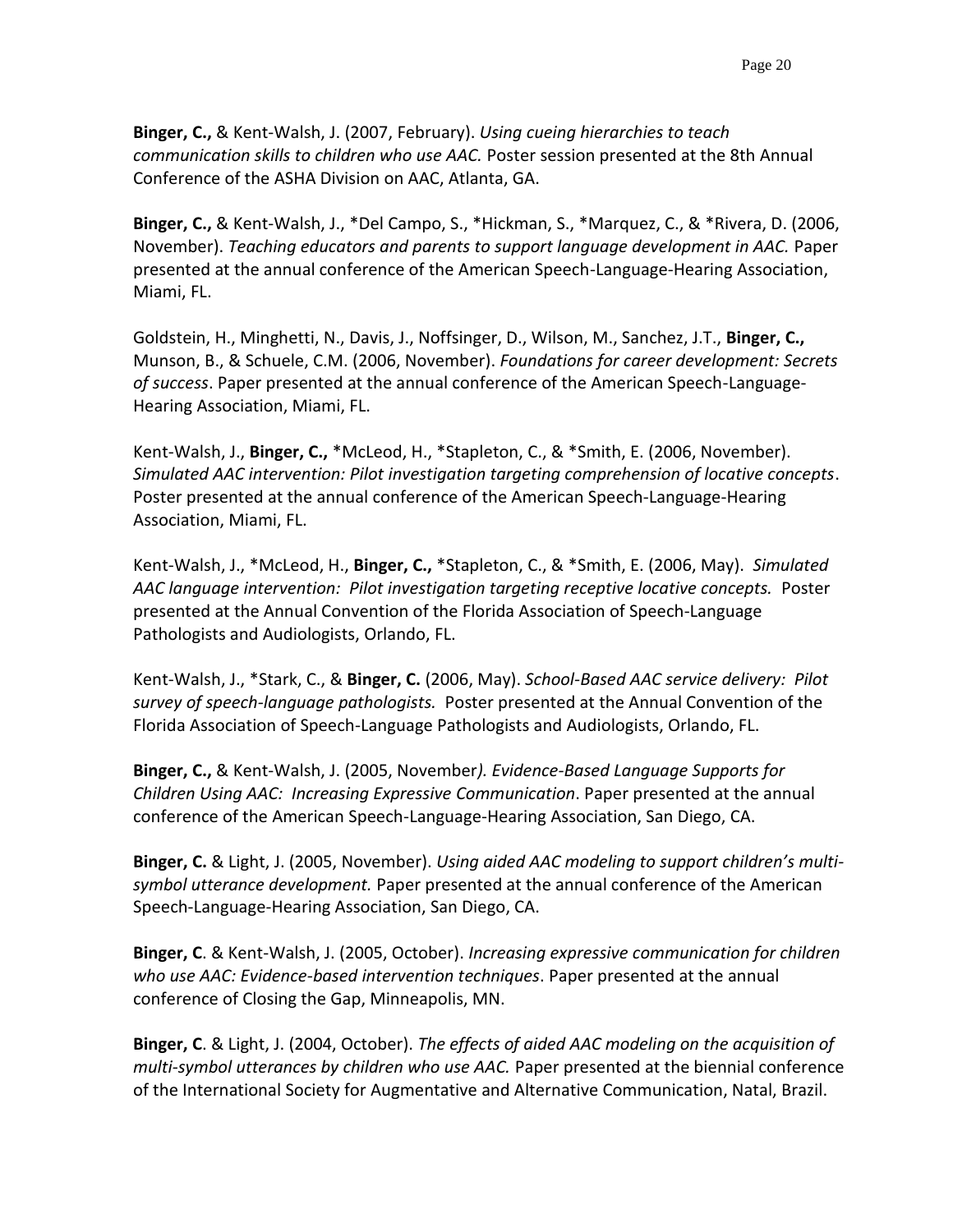**Binger, C.,** & Kent-Walsh, J. (2007, February). *Using cueing hierarchies to teach communication skills to children who use AAC.* Poster session presented at the 8th Annual Conference of the ASHA Division on AAC, Atlanta, GA.

**Binger, C.,** & Kent-Walsh, J., *Del Campo, S., *Hickman, S., *Marquez, C., & *Rivera, D. (2006, November). *Teaching educators and parents to support language development in AAC.* Paper presented at the annual conference of the American Speech-Language-Hearing Association, Miami, FL.

Goldstein, H., Minghetti, N., Davis, J., Noffsinger, D., Wilson, M., Sanchez, J.T., **Binger, C.,** Munson, B., & Schuele, C.M. (2006, November). *Foundations for career development: Secrets of success*. Paper presented at the annual conference of the American Speech-Language-Hearing Association, Miami, FL.

Kent-Walsh, J., **Binger, C.,** *McLeod, H., *Stapleton, C., & *Smith, E. (2006, November). *Simulated AAC intervention: Pilot investigation targeting comprehension of locative concepts*. Poster presented at the annual conference of the American Speech-Language-Hearing Association, Miami, FL.

Kent-Walsh, J., *McLeod, H., **Binger, C.,** *Stapleton, C., & *Smith, E. (2006, May). *Simulated AAC language intervention: Pilot investigation targeting receptive locative concepts.* Poster presented at the Annual Convention of the Florida Association of Speech-Language Pathologists and Audiologists, Orlando, FL.

Kent-Walsh, J., *Stark, C., & **Binger, C.** (2006, May). *School-Based AAC service delivery: Pilot survey of speech-language pathologists.* Poster presented at the Annual Convention of the Florida Association of Speech-Language Pathologists and Audiologists, Orlando, FL.

**Binger, C.,** & Kent-Walsh, J. (2005, November*). Evidence-Based Language Supports for Children Using AAC: Increasing Expressive Communication*. Paper presented at the annual conference of the American Speech-Language-Hearing Association, San Diego, CA.

**Binger, C.** & Light, J. (2005, November). *Using aided AAC modeling to support children's multi-symbol utterance development.* Paper presented at the annual conference of the American Speech-Language-Hearing Association, San Diego, CA.

**Binger, C**. & Kent-Walsh, J. (2005, October). *Increasing expressive communication for children who use AAC: Evidence-based intervention techniques*. Paper presented at the annual conference of Closing the Gap, Minneapolis, MN.

**Binger, C**. & Light, J. (2004, October). *The effects of aided AAC modeling on the acquisition of multi-symbol utterances by children who use AAC.* Paper presented at the biennial conference of the International Society for Augmentative and Alternative Communication, Natal, Brazil.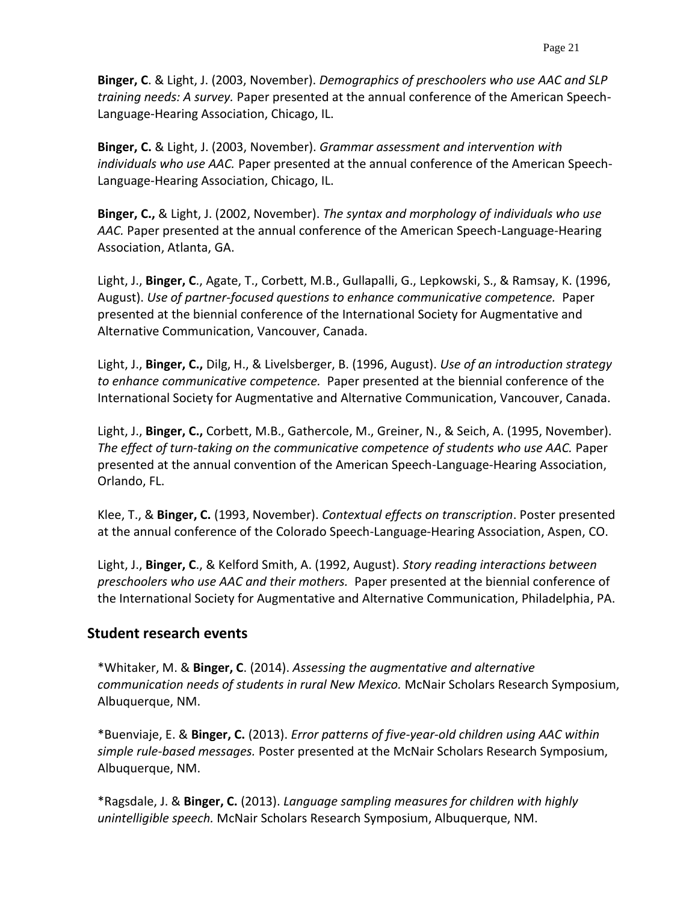**Binger, C**. & Light, J. (2003, November). *Demographics of preschoolers who use AAC and SLP training needs: A survey.* Paper presented at the annual conference of the American Speech-Language-Hearing Association, Chicago, IL.

**Binger, C.** & Light, J. (2003, November). *Grammar assessment and intervention with individuals who use AAC.* Paper presented at the annual conference of the American Speech-Language-Hearing Association, Chicago, IL.

**Binger, C.,** & Light, J. (2002, November). *The syntax and morphology of individuals who use AAC.* Paper presented at the annual conference of the American Speech-Language-Hearing Association, Atlanta, GA.

Light, J., **Binger, C**., Agate, T., Corbett, M.B., Gullapalli, G., Lepkowski, S., & Ramsay, K. (1996, August). *Use of partner-focused questions to enhance communicative competence.* Paper presented at the biennial conference of the International Society for Augmentative and Alternative Communication, Vancouver, Canada.

Light, J., **Binger, C.,** Dilg, H., & Livelsberger, B. (1996, August). *Use of an introduction strategy to enhance communicative competence.* Paper presented at the biennial conference of the International Society for Augmentative and Alternative Communication, Vancouver, Canada.

Light, J., **Binger, C.,** Corbett, M.B., Gathercole, M., Greiner, N., & Seich, A. (1995, November). *The effect of turn-taking on the communicative competence of students who use AAC.* Paper presented at the annual convention of the American Speech-Language-Hearing Association, Orlando, FL.

Klee, T., & **Binger, C.** (1993, November). *Contextual effects on transcription*. Poster presented at the annual conference of the Colorado Speech-Language-Hearing Association, Aspen, CO.

Light, J., **Binger, C**., & Kelford Smith, A. (1992, August). *Story reading interactions between preschoolers who use AAC and their mothers.* Paper presented at the biennial conference of the International Society for Augmentative and Alternative Communication, Philadelphia, PA.

## Student research events

*Whitaker, M. & **Binger, C**. (2014). *Assessing the augmentative and alternative communication needs of students in rural New Mexico.* McNair Scholars Research Symposium, Albuquerque, NM.

*Buenviaje, E. & **Binger, C.** (2013). *Error patterns of five-year-old children using AAC within simple rule-based messages.* Poster presented at the McNair Scholars Research Symposium, Albuquerque, NM.

*Ragsdale, J. & **Binger, C.** (2013). *Language sampling measures for children with highly unintelligible speech.* McNair Scholars Research Symposium, Albuquerque, NM.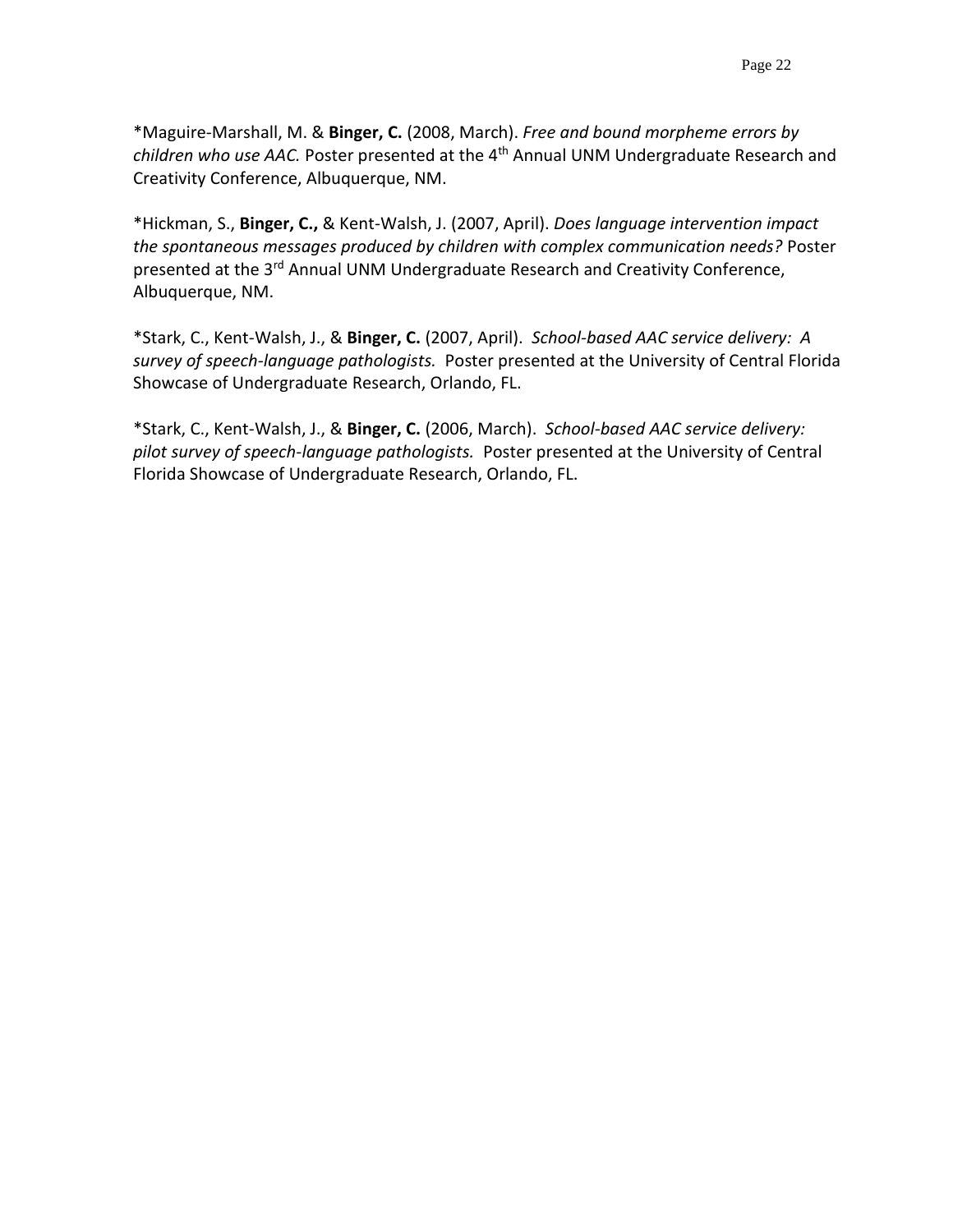*Maguire-Marshall, M. & **Binger, C.** (2008, March). *Free and bound morpheme errors by children who use AAC.* Poster presented at the 4th Annual UNM Undergraduate Research and Creativity Conference, Albuquerque, NM.

*Hickman, S., **Binger, C.,** & Kent-Walsh, J. (2007, April). *Does language intervention impact the spontaneous messages produced by children with complex communication needs?* Poster presented at the 3rd Annual UNM Undergraduate Research and Creativity Conference, Albuquerque, NM.

*Stark, C., Kent-Walsh, J., & **Binger, C.** (2007, April). *School-based AAC service delivery: A survey of speech-language pathologists.* Poster presented at the University of Central Florida Showcase of Undergraduate Research, Orlando, FL.

*Stark, C., Kent-Walsh, J., & **Binger, C.** (2006, March). *School-based AAC service delivery: pilot survey of speech-language pathologists.* Poster presented at the University of Central Florida Showcase of Undergraduate Research, Orlando, FL.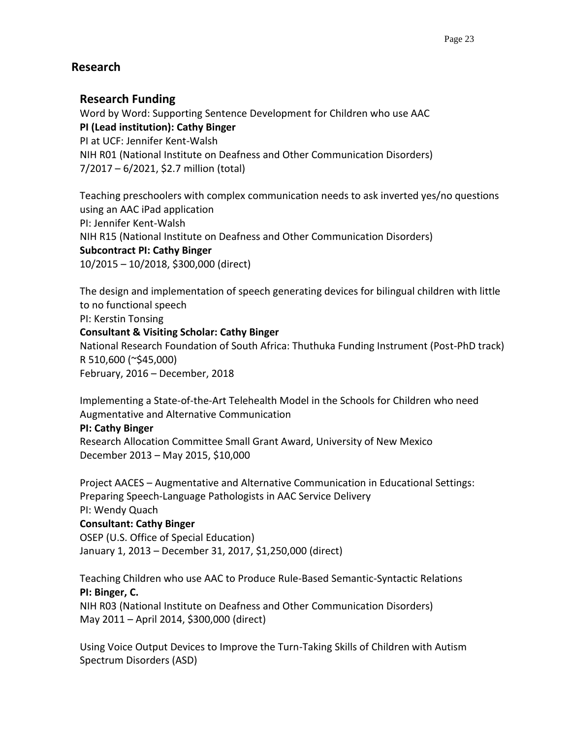# Research

## Research Funding

Word by Word: Supporting Sentence Development for Children who use AAC
**PI (Lead institution): Cathy Binger**
PI at UCF: Jennifer Kent-Walsh
NIH R01 (National Institute on Deafness and Other Communication Disorders)
7/2017 – 6/2021, $2.7 million (total)

Teaching preschoolers with complex communication needs to ask inverted yes/no questions using an AAC iPad application
PI: Jennifer Kent-Walsh
NIH R15 (National Institute on Deafness and Other Communication Disorders)
**Subcontract PI: Cathy Binger**
10/2015 – 10/2018, $300,000 (direct)

The design and implementation of speech generating devices for bilingual children with little to no functional speech
PI: Kerstin Tonsing
**Consultant & Visiting Scholar: Cathy Binger**
National Research Foundation of South Africa: Thuthuka Funding Instrument (Post-PhD track)
R 510,600 (~$45,000)
February, 2016 – December, 2018

Implementing a State-of-the-Art Telehealth Model in the Schools for Children who need Augmentative and Alternative Communication
**PI: Cathy Binger**
Research Allocation Committee Small Grant Award, University of New Mexico
December 2013 – May 2015, $10,000

Project AACES – Augmentative and Alternative Communication in Educational Settings: Preparing Speech-Language Pathologists in AAC Service Delivery
PI: Wendy Quach
**Consultant: Cathy Binger**
OSEP (U.S. Office of Special Education)
January 1, 2013 – December 31, 2017, $1,250,000 (direct)

Teaching Children who use AAC to Produce Rule-Based Semantic-Syntactic Relations
**PI: Binger, C.**
NIH R03 (National Institute on Deafness and Other Communication Disorders)
May 2011 – April 2014, $300,000 (direct)

Using Voice Output Devices to Improve the Turn-Taking Skills of Children with Autism Spectrum Disorders (ASD)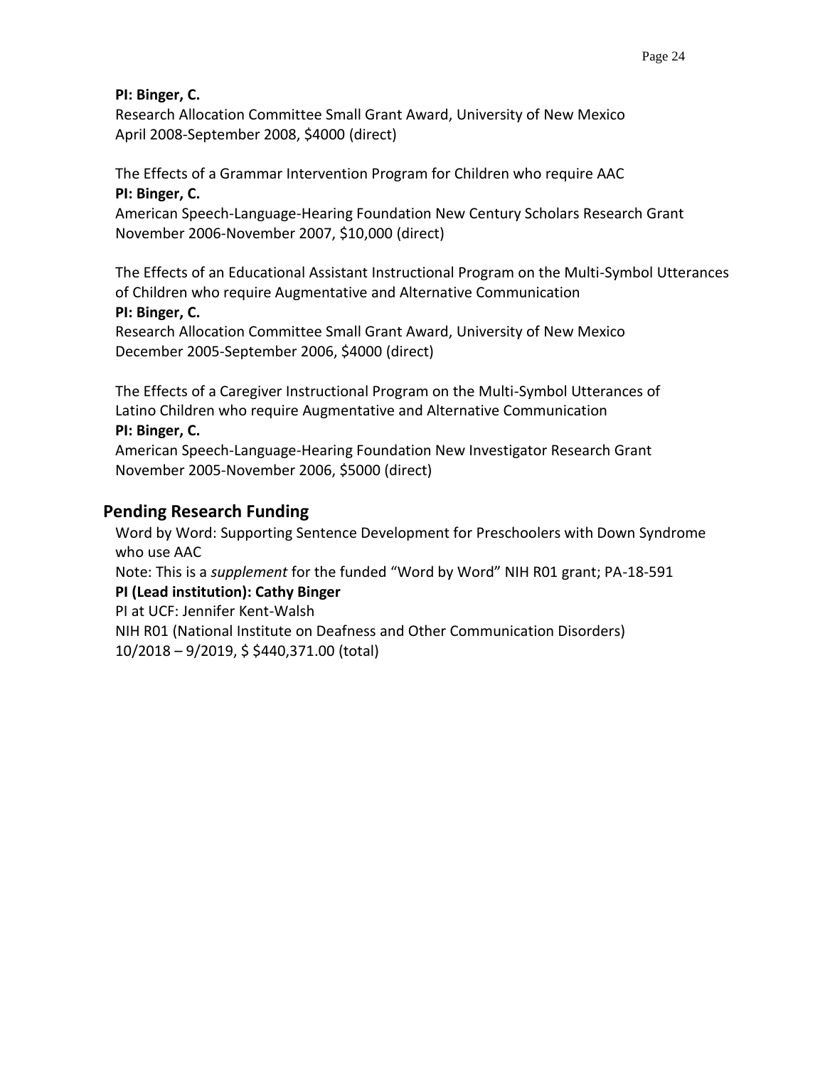**PI: Binger, C.**
Research Allocation Committee Small Grant Award, University of New Mexico
April 2008-September 2008, $4000 (direct)

The Effects of a Grammar Intervention Program for Children who require AAC
**PI: Binger, C.**
American Speech-Language-Hearing Foundation New Century Scholars Research Grant
November 2006-November 2007, $10,000 (direct)

The Effects of an Educational Assistant Instructional Program on the Multi-Symbol Utterances of Children who require Augmentative and Alternative Communication
**PI: Binger, C.**
Research Allocation Committee Small Grant Award, University of New Mexico
December 2005-September 2006, $4000 (direct)

The Effects of a Caregiver Instructional Program on the Multi-Symbol Utterances of Latino Children who require Augmentative and Alternative Communication
**PI: Binger, C.**
American Speech-Language-Hearing Foundation New Investigator Research Grant
November 2005-November 2006, $5000 (direct)

## Pending Research Funding

Word by Word: Supporting Sentence Development for Preschoolers with Down Syndrome who use AAC
Note: This is a *supplement* for the funded "Word by Word" NIH R01 grant; PA-18-591
**PI (Lead institution): Cathy Binger**
PI at UCF: Jennifer Kent-Walsh
NIH R01 (National Institute on Deafness and Other Communication Disorders)
10/2018 – 9/2019, $ $440,371.00 (total)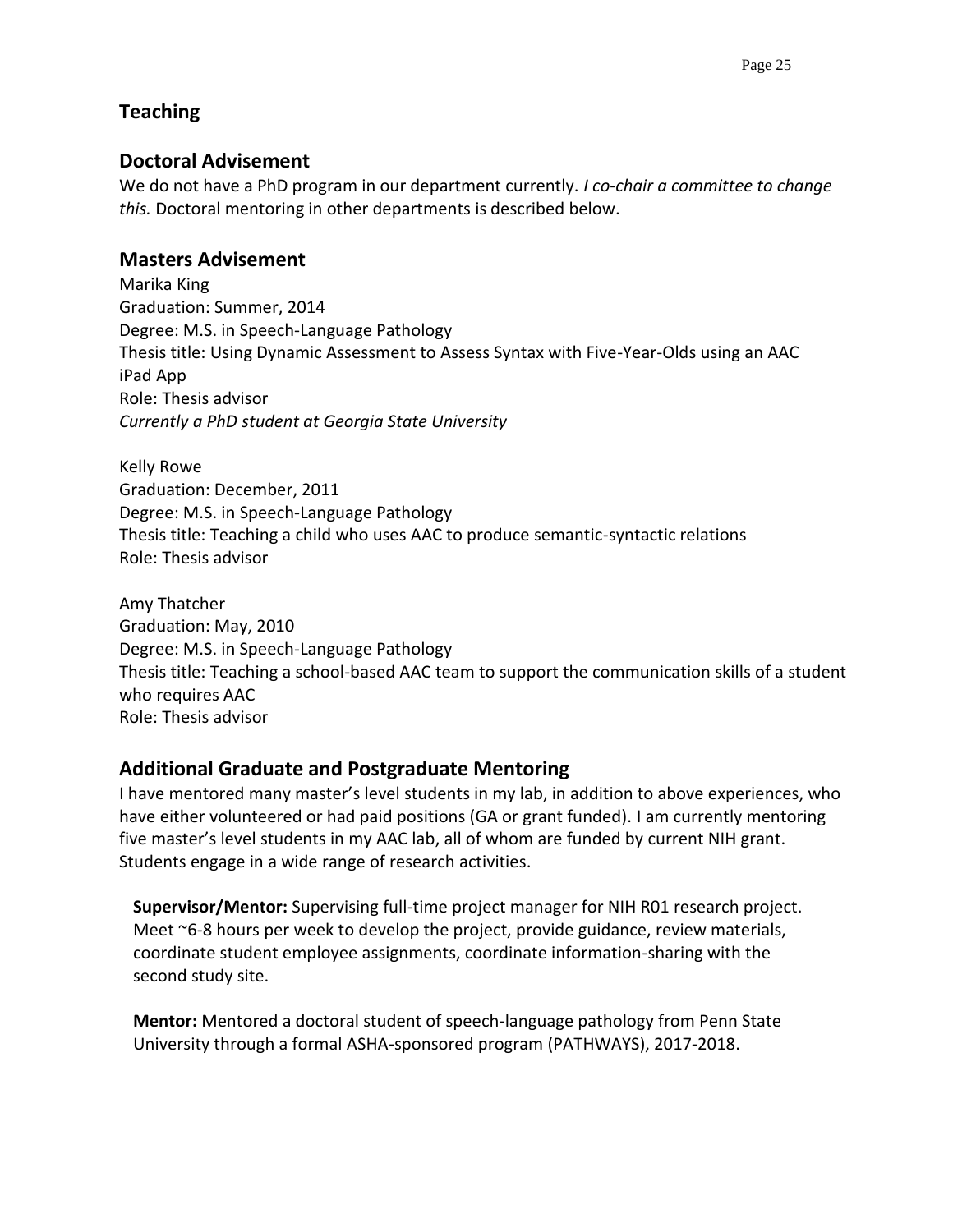## Teaching

## Doctoral Advisement

We do not have a PhD program in our department currently. *I co-chair a committee to change this.* Doctoral mentoring in other departments is described below.

## Masters Advisement

Marika King
Graduation: Summer, 2014
Degree: M.S. in Speech-Language Pathology
Thesis title: Using Dynamic Assessment to Assess Syntax with Five-Year-Olds using an AAC iPad App
Role: Thesis advisor
*Currently a PhD student at Georgia State University*

Kelly Rowe
Graduation: December, 2011
Degree: M.S. in Speech-Language Pathology
Thesis title: Teaching a child who uses AAC to produce semantic-syntactic relations
Role: Thesis advisor

Amy Thatcher
Graduation: May, 2010
Degree: M.S. in Speech-Language Pathology
Thesis title: Teaching a school-based AAC team to support the communication skills of a student who requires AAC
Role: Thesis advisor

## Additional Graduate and Postgraduate Mentoring

I have mentored many master's level students in my lab, in addition to above experiences, who have either volunteered or had paid positions (GA or grant funded). I am currently mentoring five master's level students in my AAC lab, all of whom are funded by current NIH grant. Students engage in a wide range of research activities.

**Supervisor/Mentor:** Supervising full-time project manager for NIH R01 research project. Meet ~6-8 hours per week to develop the project, provide guidance, review materials, coordinate student employee assignments, coordinate information-sharing with the second study site.

**Mentor:** Mentored a doctoral student of speech-language pathology from Penn State University through a formal ASHA-sponsored program (PATHWAYS), 2017-2018.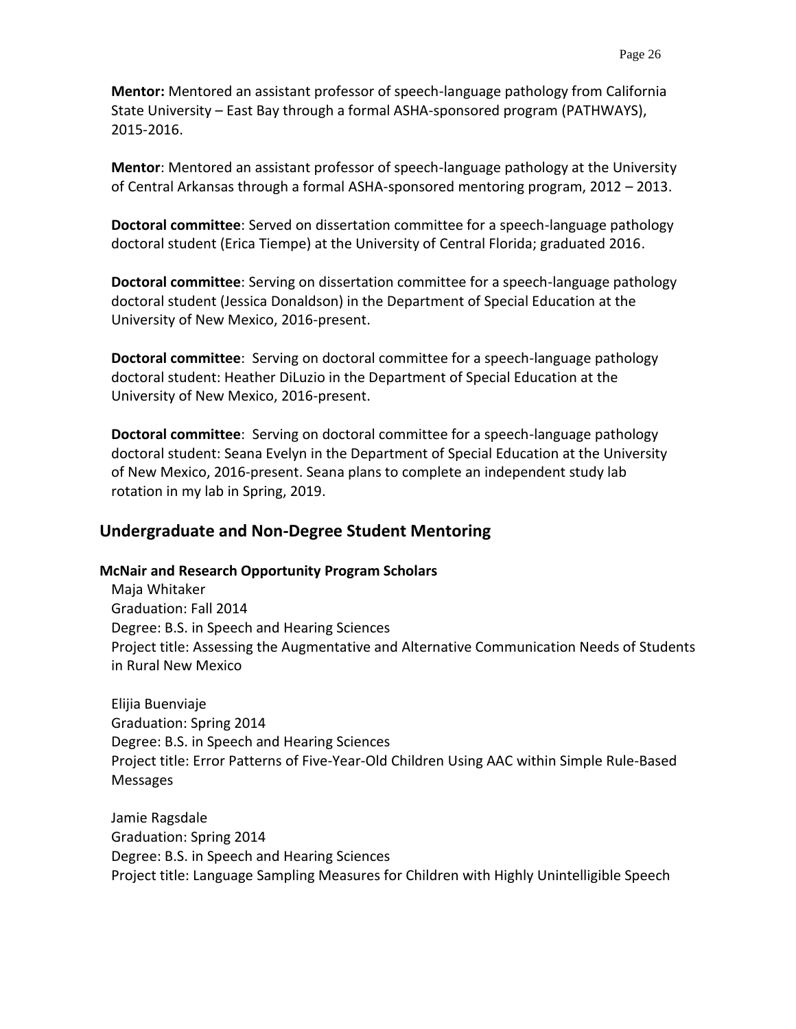**Mentor:** Mentored an assistant professor of speech-language pathology from California State University – East Bay through a formal ASHA-sponsored program (PATHWAYS), 2015-2016.

**Mentor**: Mentored an assistant professor of speech-language pathology at the University of Central Arkansas through a formal ASHA-sponsored mentoring program, 2012 – 2013.

**Doctoral committee**: Served on dissertation committee for a speech-language pathology doctoral student (Erica Tiempe) at the University of Central Florida; graduated 2016.

**Doctoral committee**: Serving on dissertation committee for a speech-language pathology doctoral student (Jessica Donaldson) in the Department of Special Education at the University of New Mexico, 2016-present.

**Doctoral committee**: Serving on doctoral committee for a speech-language pathology doctoral student: Heather DiLuzio in the Department of Special Education at the University of New Mexico, 2016-present.

**Doctoral committee**: Serving on doctoral committee for a speech-language pathology doctoral student: Seana Evelyn in the Department of Special Education at the University of New Mexico, 2016-present. Seana plans to complete an independent study lab rotation in my lab in Spring, 2019.

## Undergraduate and Non-Degree Student Mentoring

**McNair and Research Opportunity Program Scholars**

Maja Whitaker
Graduation: Fall 2014
Degree: B.S. in Speech and Hearing Sciences
Project title: Assessing the Augmentative and Alternative Communication Needs of Students in Rural New Mexico

Elijia Buenviaje
Graduation: Spring 2014
Degree: B.S. in Speech and Hearing Sciences
Project title: Error Patterns of Five-Year-Old Children Using AAC within Simple Rule-Based Messages

Jamie Ragsdale
Graduation: Spring 2014
Degree: B.S. in Speech and Hearing Sciences
Project title: Language Sampling Measures for Children with Highly Unintelligible Speech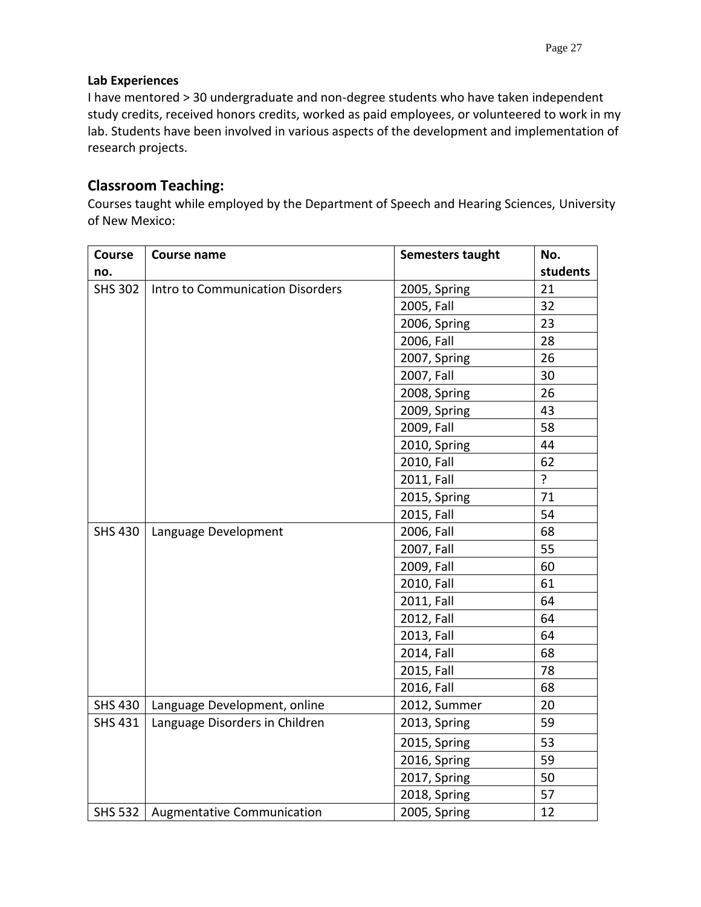**Lab Experiences**

I have mentored > 30 undergraduate and non-degree students who have taken independent study credits, received honors credits, worked as paid employees, or volunteered to work in my lab. Students have been involved in various aspects of the development and implementation of research projects.

## Classroom Teaching:

Courses taught while employed by the Department of Speech and Hearing Sciences, University of New Mexico:

| Course no. | Course name | Semesters taught | No. students |
|---|---|---|---|
| SHS 302 | Intro to Communication Disorders | 2005, Spring | 21 |
| | | 2005, Fall | 32 |
| | | 2006, Spring | 23 |
| | | 2006, Fall | 28 |
| | | 2007, Spring | 26 |
| | | 2007, Fall | 30 |
| | | 2008, Spring | 26 |
| | | 2009, Spring | 43 |
| | | 2009, Fall | 58 |
| | | 2010, Spring | 44 |
| | | 2010, Fall | 62 |
| | | 2011, Fall | ? |
| | | 2015, Spring | 71 |
| | | 2015, Fall | 54 |
| SHS 430 | Language Development | 2006, Fall | 68 |
| | | 2007, Fall | 55 |
| | | 2009, Fall | 60 |
| | | 2010, Fall | 61 |
| | | 2011, Fall | 64 |
| | | 2012, Fall | 64 |
| | | 2013, Fall | 64 |
| | | 2014, Fall | 68 |
| | | 2015, Fall | 78 |
| | | 2016, Fall | 68 |
| SHS 430 | Language Development, online | 2012, Summer | 20 |
| SHS 431 | Language Disorders in Children | 2013, Spring | 59 |
| | | 2015, Spring | 53 |
| | | 2016, Spring | 59 |
| | | 2017, Spring | 50 |
| | | 2018, Spring | 57 |
| SHS 532 | Augmentative Communication | 2005, Spring | 12 |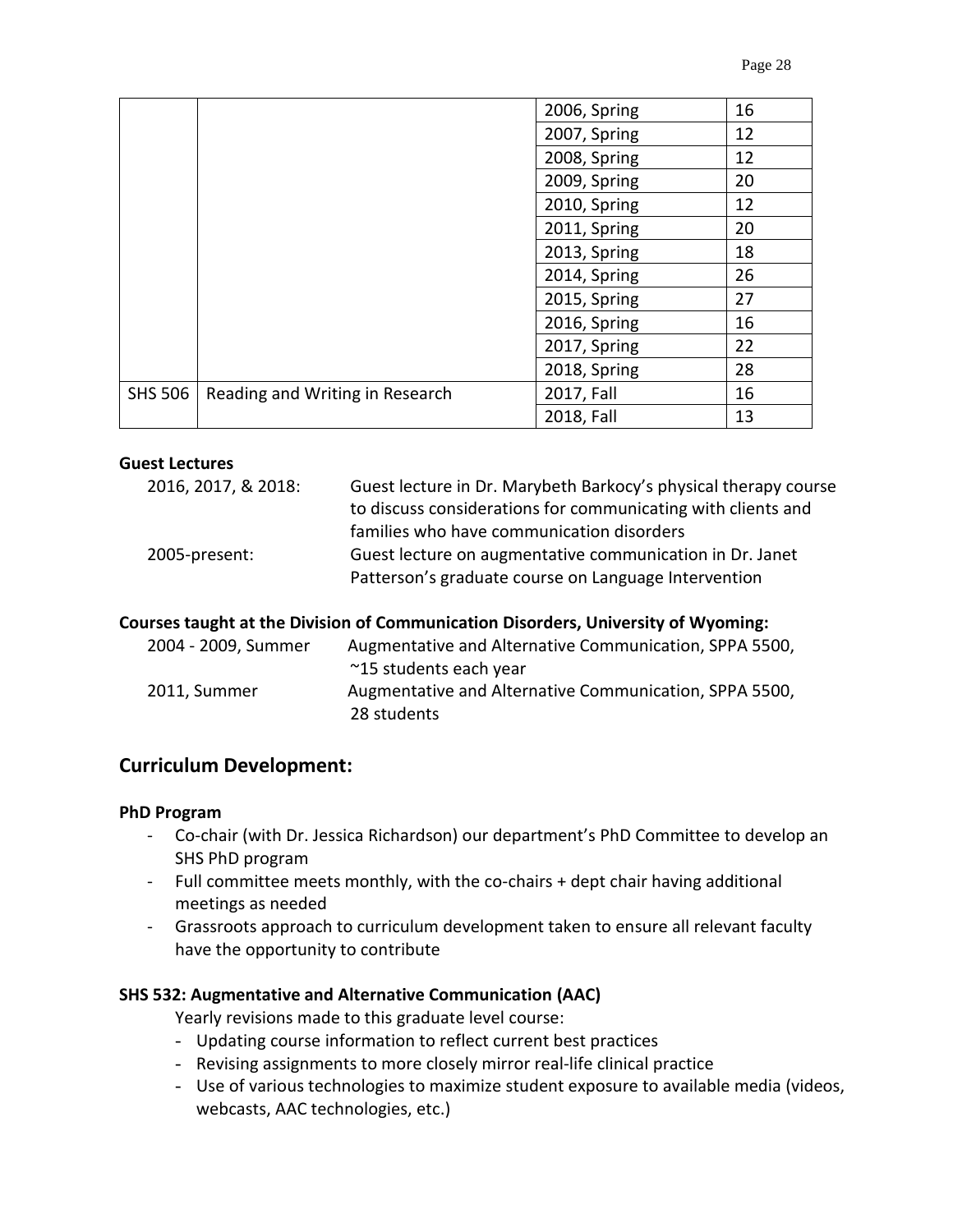| | | | |
|---|---|---|---|
| | | 2006, Spring | 16 |
| | | 2007, Spring | 12 |
| | | 2008, Spring | 12 |
| | | 2009, Spring | 20 |
| | | 2010, Spring | 12 |
| | | 2011, Spring | 20 |
| | | 2013, Spring | 18 |
| | | 2014, Spring | 26 |
| | | 2015, Spring | 27 |
| | | 2016, Spring | 16 |
| | | 2017, Spring | 22 |
| | | 2018, Spring | 28 |
| SHS 506 | Reading and Writing in Research | 2017, Fall | 16 |
| | | 2018, Fall | 13 |

**Guest Lectures**

2016, 2017, & 2018: Guest lecture in Dr. Marybeth Barkocy's physical therapy course to discuss considerations for communicating with clients and families who have communication disorders

2005-present: Guest lecture on augmentative communication in Dr. Janet Patterson's graduate course on Language Intervention

**Courses taught at the Division of Communication Disorders, University of Wyoming:**

2004 - 2009, Summer Augmentative and Alternative Communication, SPPA 5500, ~15 students each year

2011, Summer Augmentative and Alternative Communication, SPPA 5500, 28 students

## Curriculum Development:

**PhD Program**

- Co-chair (with Dr. Jessica Richardson) our department's PhD Committee to develop an SHS PhD program
- Full committee meets monthly, with the co-chairs + dept chair having additional meetings as needed
- Grassroots approach to curriculum development taken to ensure all relevant faculty have the opportunity to contribute

**SHS 532: Augmentative and Alternative Communication (AAC)**

Yearly revisions made to this graduate level course:

- Updating course information to reflect current best practices
- Revising assignments to more closely mirror real-life clinical practice
- Use of various technologies to maximize student exposure to available media (videos, webcasts, AAC technologies, etc.)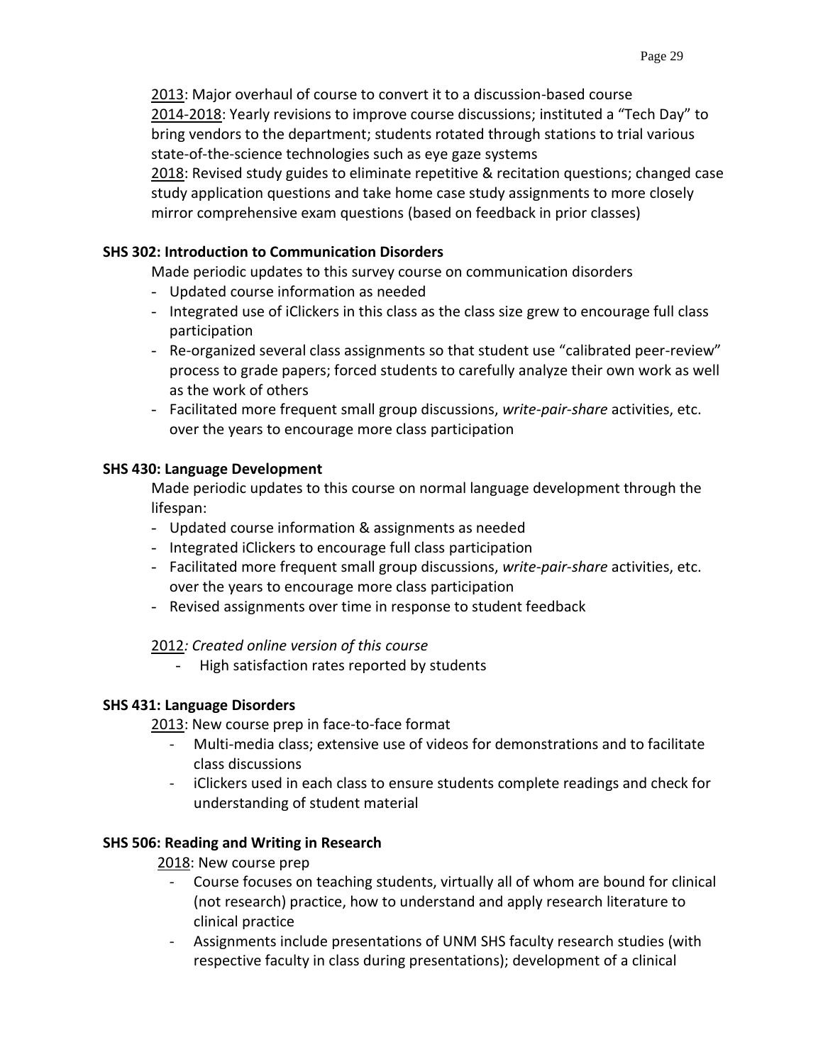2013: Major overhaul of course to convert it to a discussion-based course
2014-2018: Yearly revisions to improve course discussions; instituted a "Tech Day" to bring vendors to the department; students rotated through stations to trial various state-of-the-science technologies such as eye gaze systems
2018: Revised study guides to eliminate repetitive & recitation questions; changed case study application questions and take home case study assignments to more closely mirror comprehensive exam questions (based on feedback in prior classes)

**SHS 302: Introduction to Communication Disorders**

Made periodic updates to this survey course on communication disorders

- Updated course information as needed
- Integrated use of iClickers in this class as the class size grew to encourage full class participation
- Re-organized several class assignments so that student use "calibrated peer-review" process to grade papers; forced students to carefully analyze their own work as well as the work of others
- Facilitated more frequent small group discussions, *write-pair-share* activities, etc. over the years to encourage more class participation

**SHS 430: Language Development**

Made periodic updates to this course on normal language development through the lifespan:

- Updated course information & assignments as needed
- Integrated iClickers to encourage full class participation
- Facilitated more frequent small group discussions, *write-pair-share* activities, etc. over the years to encourage more class participation
- Revised assignments over time in response to student feedback

2012*: Created online version of this course*

- High satisfaction rates reported by students

**SHS 431: Language Disorders**

2013: New course prep in face-to-face format

- Multi-media class; extensive use of videos for demonstrations and to facilitate class discussions
- iClickers used in each class to ensure students complete readings and check for understanding of student material

**SHS 506: Reading and Writing in Research**

2018: New course prep

- Course focuses on teaching students, virtually all of whom are bound for clinical (not research) practice, how to understand and apply research literature to clinical practice
- Assignments include presentations of UNM SHS faculty research studies (with respective faculty in class during presentations); development of a clinical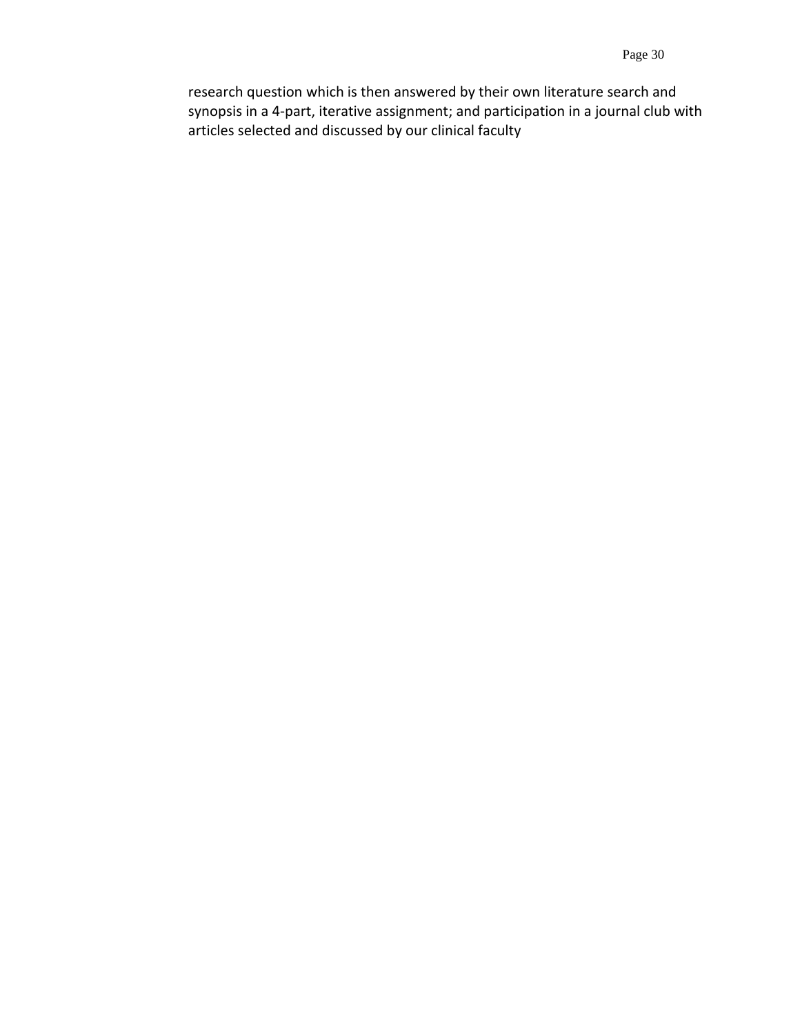research question which is then answered by their own literature search and synopsis in a 4-part, iterative assignment; and participation in a journal club with articles selected and discussed by our clinical faculty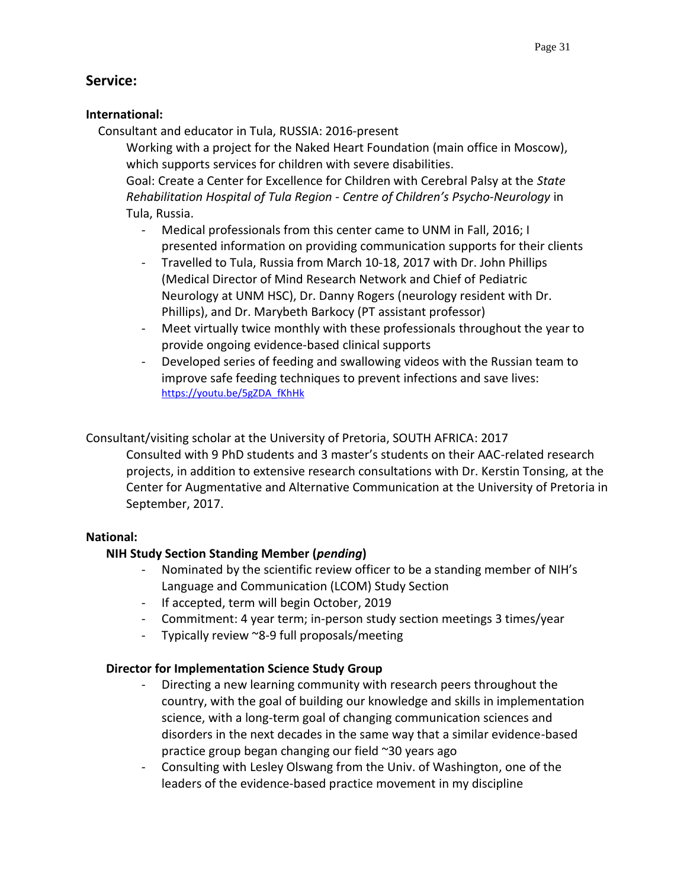## Service:

### International:

Consultant and educator in Tula, RUSSIA: 2016-present

Working with a project for the Naked Heart Foundation (main office in Moscow), which supports services for children with severe disabilities.

Goal: Create a Center for Excellence for Children with Cerebral Palsy at the *State Rehabilitation Hospital of Tula Region - Centre of Children's Psycho-Neurology* in Tula, Russia.

- Medical professionals from this center came to UNM in Fall, 2016; I presented information on providing communication supports for their clients
- Travelled to Tula, Russia from March 10-18, 2017 with Dr. John Phillips (Medical Director of Mind Research Network and Chief of Pediatric Neurology at UNM HSC), Dr. Danny Rogers (neurology resident with Dr. Phillips), and Dr. Marybeth Barkocy (PT assistant professor)
- Meet virtually twice monthly with these professionals throughout the year to provide ongoing evidence-based clinical supports
- Developed series of feeding and swallowing videos with the Russian team to improve safe feeding techniques to prevent infections and save lives: https://youtu.be/5gZDA_fKhHk

Consultant/visiting scholar at the University of Pretoria, SOUTH AFRICA: 2017

Consulted with 9 PhD students and 3 master's students on their AAC-related research projects, in addition to extensive research consultations with Dr. Kerstin Tonsing, at the Center for Augmentative and Alternative Communication at the University of Pretoria in September, 2017.

### National:

**NIH Study Section Standing Member (*pending*)**

- Nominated by the scientific review officer to be a standing member of NIH's Language and Communication (LCOM) Study Section
- If accepted, term will begin October, 2019
- Commitment: 4 year term; in-person study section meetings 3 times/year
- Typically review ~8-9 full proposals/meeting

**Director for Implementation Science Study Group**

- Directing a new learning community with research peers throughout the country, with the goal of building our knowledge and skills in implementation science, with a long-term goal of changing communication sciences and disorders in the next decades in the same way that a similar evidence-based practice group began changing our field ~30 years ago
- Consulting with Lesley Olswang from the Univ. of Washington, one of the leaders of the evidence-based practice movement in my discipline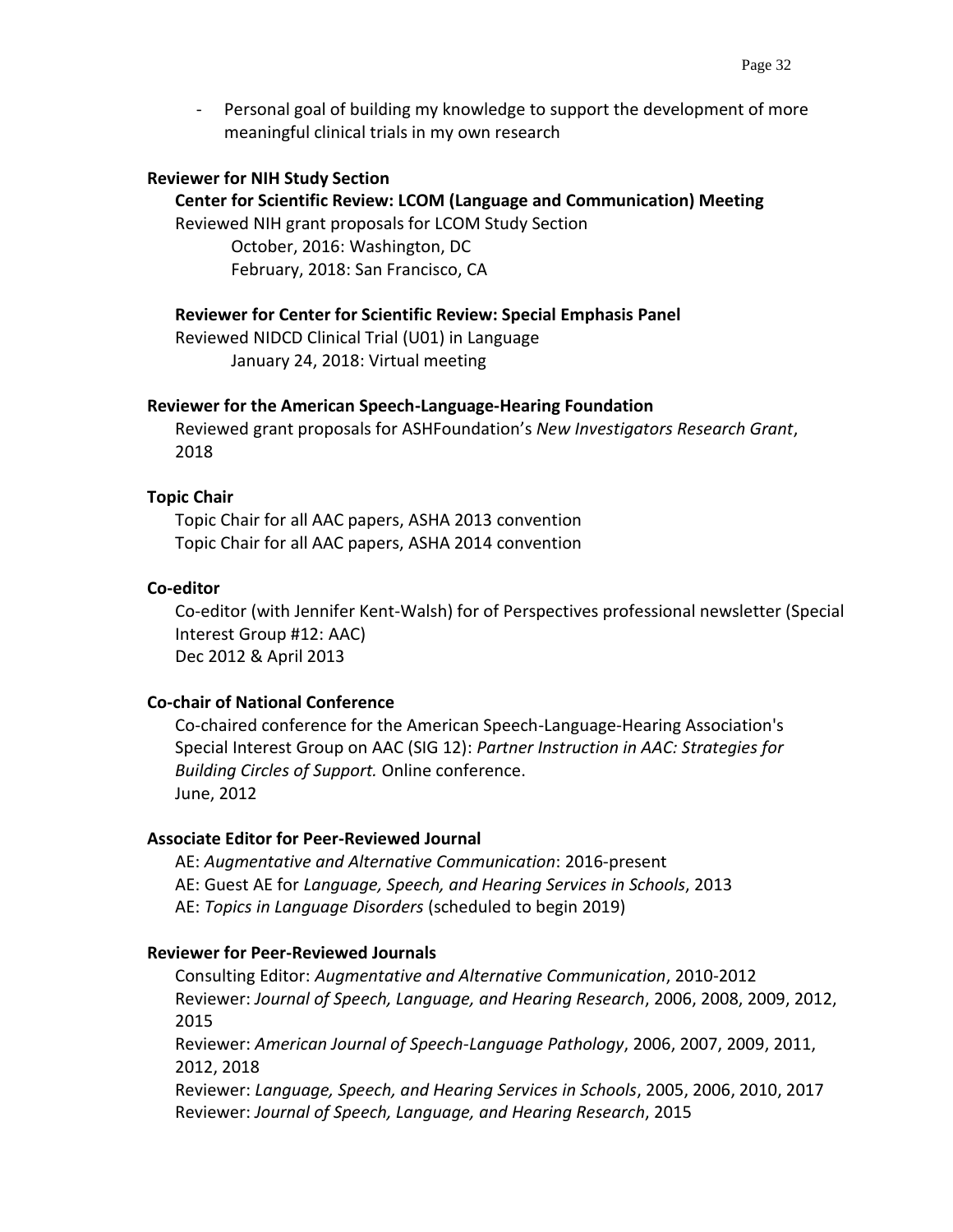- Personal goal of building my knowledge to support the development of more meaningful clinical trials in my own research

**Reviewer for NIH Study Section**

**Center for Scientific Review: LCOM (Language and Communication) Meeting**

Reviewed NIH grant proposals for LCOM Study Section

October, 2016: Washington, DC
February, 2018: San Francisco, CA

**Reviewer for Center for Scientific Review: Special Emphasis Panel**

Reviewed NIDCD Clinical Trial (U01) in Language

January 24, 2018: Virtual meeting

**Reviewer for the American Speech-Language-Hearing Foundation**

Reviewed grant proposals for ASHFoundation's *New Investigators Research Grant*, 2018

**Topic Chair**

Topic Chair for all AAC papers, ASHA 2013 convention
Topic Chair for all AAC papers, ASHA 2014 convention

**Co-editor**

Co-editor (with Jennifer Kent-Walsh) for of Perspectives professional newsletter (Special Interest Group #12: AAC)
Dec 2012 & April 2013

**Co-chair of National Conference**

Co-chaired conference for the American Speech-Language-Hearing Association's Special Interest Group on AAC (SIG 12): *Partner Instruction in AAC: Strategies for Building Circles of Support.* Online conference.
June, 2012

**Associate Editor for Peer-Reviewed Journal**

AE: *Augmentative and Alternative Communication*: 2016-present
AE: Guest AE for *Language, Speech, and Hearing Services in Schools*, 2013
AE: *Topics in Language Disorders* (scheduled to begin 2019)

**Reviewer for Peer-Reviewed Journals**

Consulting Editor: *Augmentative and Alternative Communication*, 2010-2012
Reviewer: *Journal of Speech, Language, and Hearing Research*, 2006, 2008, 2009, 2012, 2015
Reviewer: *American Journal of Speech-Language Pathology*, 2006, 2007, 2009, 2011, 2012, 2018
Reviewer: *Language, Speech, and Hearing Services in Schools*, 2005, 2006, 2010, 2017
Reviewer: *Journal of Speech, Language, and Hearing Research*, 2015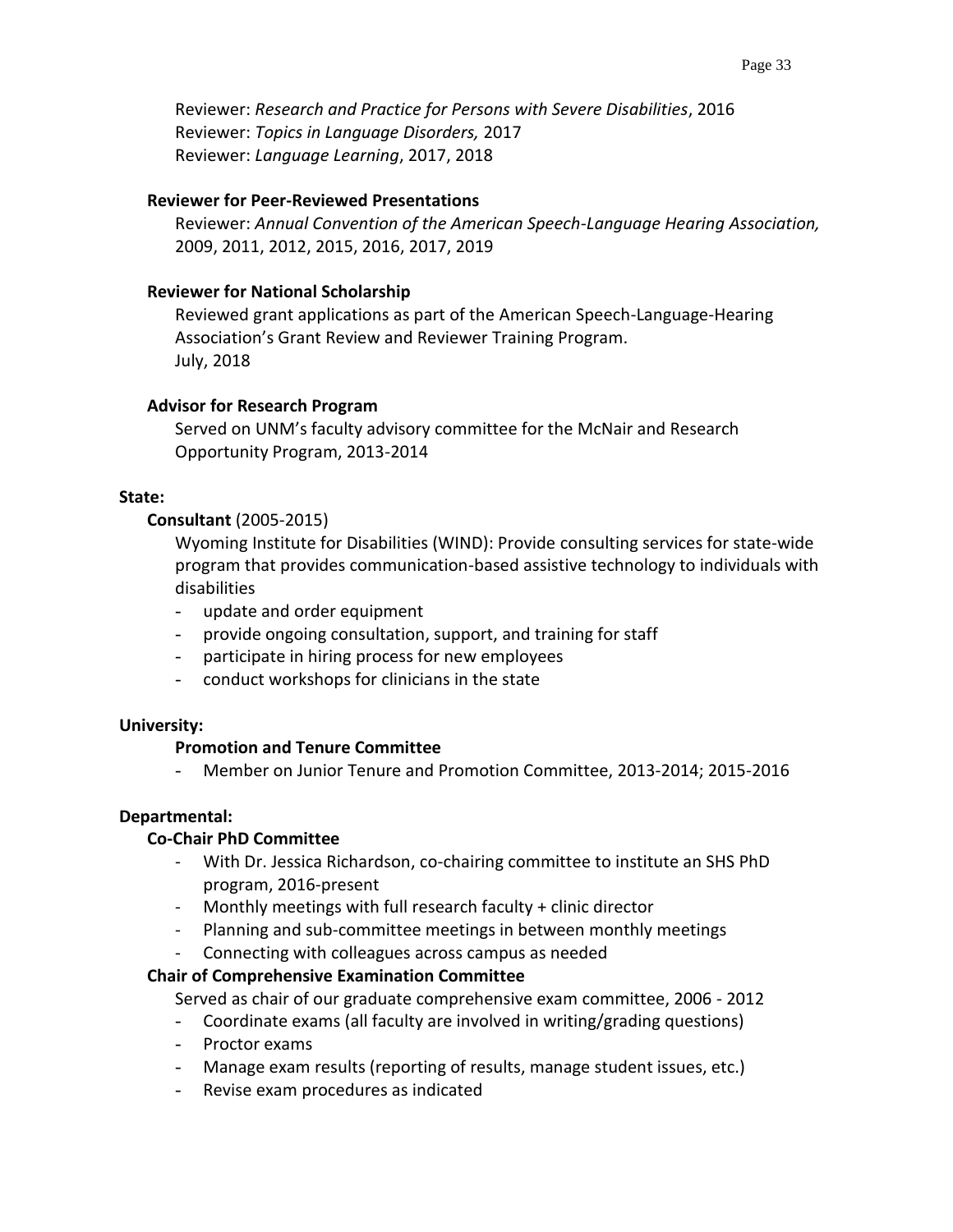Reviewer: *Research and Practice for Persons with Severe Disabilities*, 2016
Reviewer: *Topics in Language Disorders,* 2017
Reviewer: *Language Learning*, 2017, 2018

**Reviewer for Peer-Reviewed Presentations**

Reviewer: *Annual Convention of the American Speech-Language Hearing Association,* 2009, 2011, 2012, 2015, 2016, 2017, 2019

**Reviewer for National Scholarship**

Reviewed grant applications as part of the American Speech-Language-Hearing Association's Grant Review and Reviewer Training Program.
July, 2018

**Advisor for Research Program**

Served on UNM's faculty advisory committee for the McNair and Research Opportunity Program, 2013-2014

**State:**

**Consultant** (2005-2015)

Wyoming Institute for Disabilities (WIND): Provide consulting services for state-wide program that provides communication-based assistive technology to individuals with disabilities

- update and order equipment
- provide ongoing consultation, support, and training for staff
- participate in hiring process for new employees
- conduct workshops for clinicians in the state

**University:**

**Promotion and Tenure Committee**

- Member on Junior Tenure and Promotion Committee, 2013-2014; 2015-2016

**Departmental:**

**Co-Chair PhD Committee**

- With Dr. Jessica Richardson, co-chairing committee to institute an SHS PhD program, 2016-present
- Monthly meetings with full research faculty + clinic director
- Planning and sub-committee meetings in between monthly meetings
- Connecting with colleagues across campus as needed

**Chair of Comprehensive Examination Committee**

Served as chair of our graduate comprehensive exam committee, 2006 - 2012

- Coordinate exams (all faculty are involved in writing/grading questions)
- Proctor exams
- Manage exam results (reporting of results, manage student issues, etc.)
- Revise exam procedures as indicated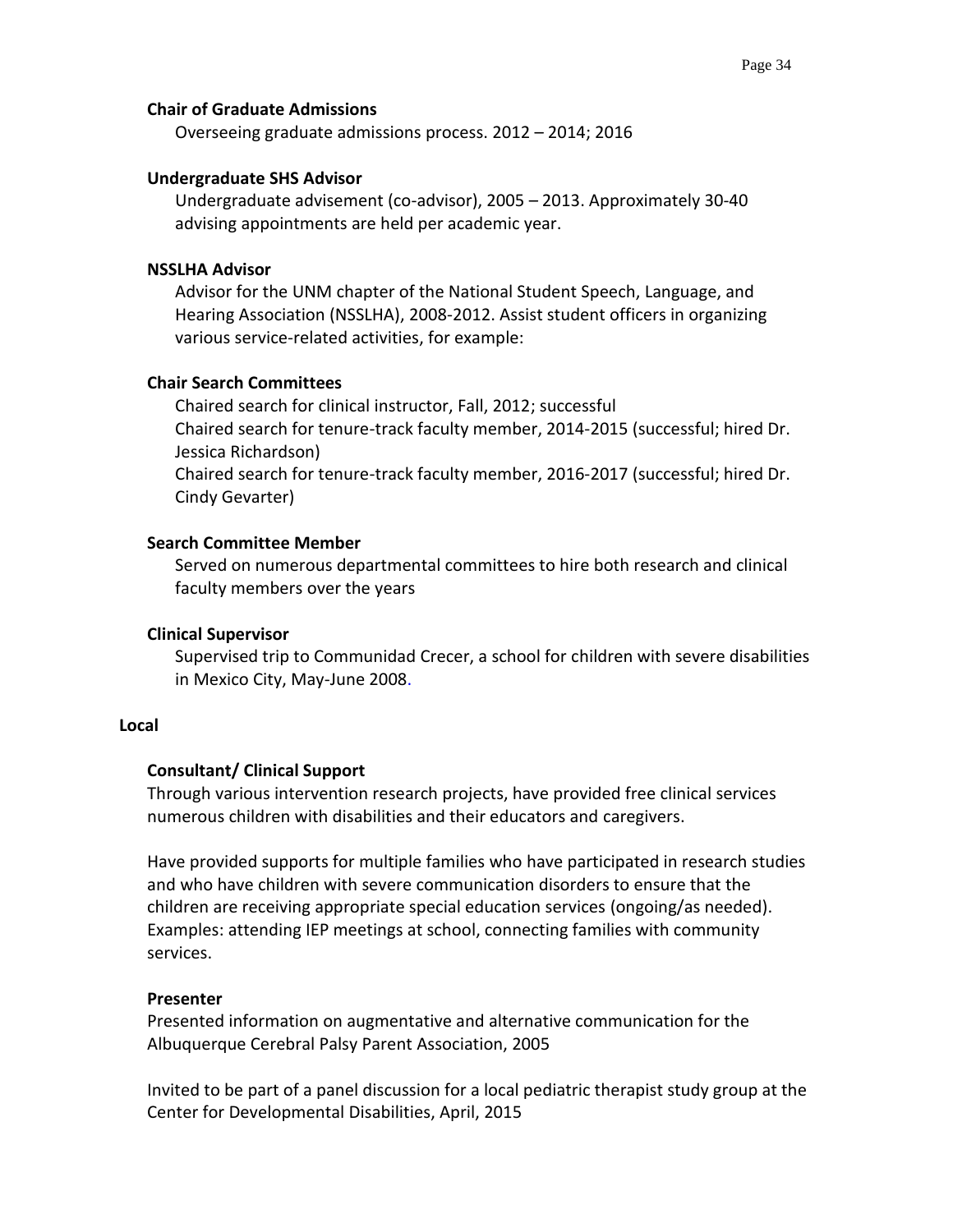**Chair of Graduate Admissions**

Overseeing graduate admissions process. 2012 – 2014; 2016

**Undergraduate SHS Advisor**

Undergraduate advisement (co-advisor), 2005 – 2013. Approximately 30-40 advising appointments are held per academic year.

**NSSLHA Advisor**

Advisor for the UNM chapter of the National Student Speech, Language, and Hearing Association (NSSLHA), 2008-2012. Assist student officers in organizing various service-related activities, for example:

**Chair Search Committees**

Chaired search for clinical instructor, Fall, 2012; successful
Chaired search for tenure-track faculty member, 2014-2015 (successful; hired Dr. Jessica Richardson)
Chaired search for tenure-track faculty member, 2016-2017 (successful; hired Dr. Cindy Gevarter)

**Search Committee Member**

Served on numerous departmental committees to hire both research and clinical faculty members over the years

**Clinical Supervisor**

Supervised trip to Communidad Crecer, a school for children with severe disabilities in Mexico City, May-June 2008.

**Local**

**Consultant/ Clinical Support**

Through various intervention research projects, have provided free clinical services numerous children with disabilities and their educators and caregivers.

Have provided supports for multiple families who have participated in research studies and who have children with severe communication disorders to ensure that the children are receiving appropriate special education services (ongoing/as needed). Examples: attending IEP meetings at school, connecting families with community services.

**Presenter**

Presented information on augmentative and alternative communication for the Albuquerque Cerebral Palsy Parent Association, 2005

Invited to be part of a panel discussion for a local pediatric therapist study group at the Center for Developmental Disabilities, April, 2015